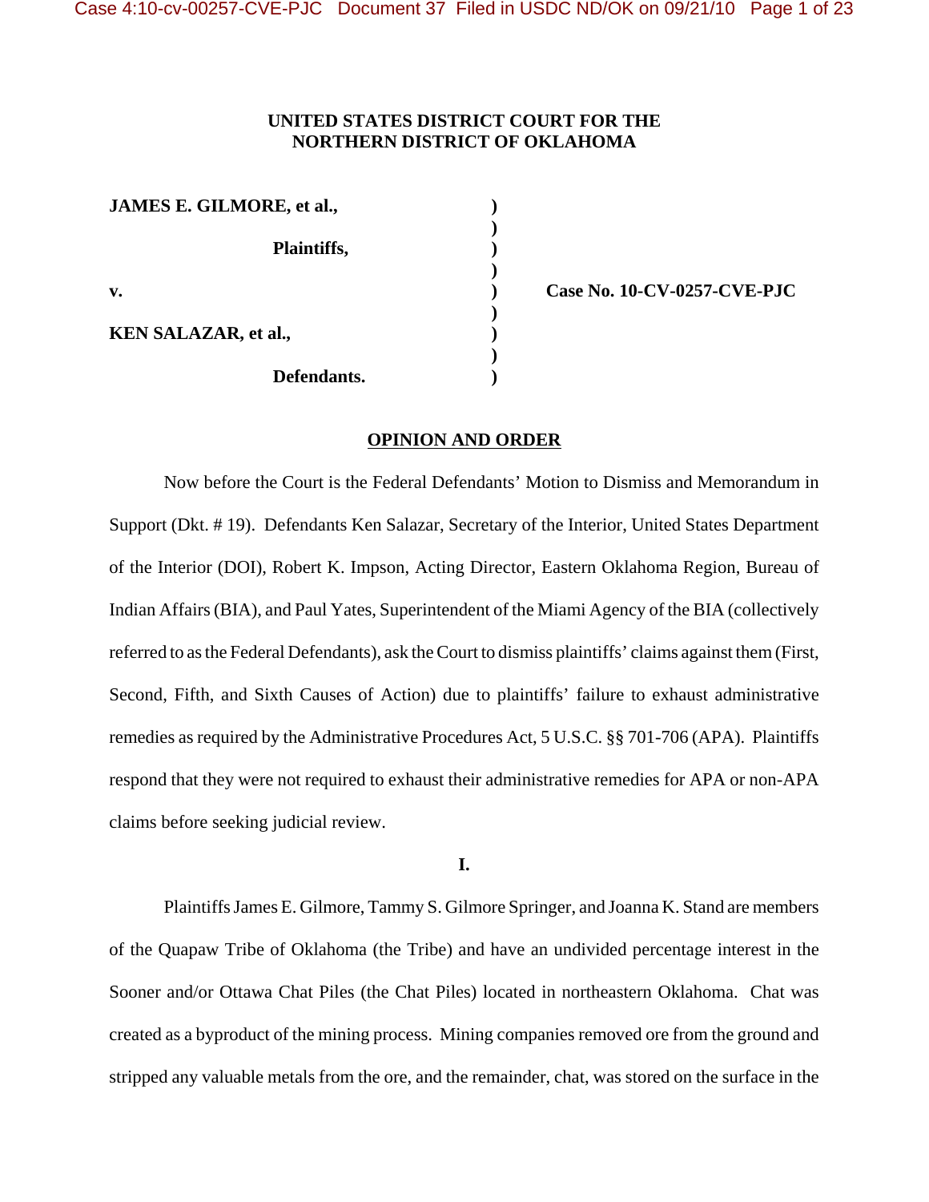**UNITED STATES DISTRICT COURT FOR THE NORTHERN DISTRICT OF OKLAHOMA**

| | | |
|---|---|---|
| **JAMES E. GILMORE, et al.,** | ) | |
| | ) | |
| **Plaintiffs,** | ) | |
| | ) | |
| **v.** | ) | **Case No. 10-CV-0257-CVE-PJC** |
| | ) | |
| **KEN SALAZAR, et al.,** | ) | |
| | ) | |
| **Defendants.** | ) | |

## OPINION AND ORDER

Now before the Court is the Federal Defendants' Motion to Dismiss and Memorandum in Support (Dkt. # 19). Defendants Ken Salazar, Secretary of the Interior, United States Department of the Interior (DOI), Robert K. Impson, Acting Director, Eastern Oklahoma Region, Bureau of Indian Affairs (BIA), and Paul Yates, Superintendent of the Miami Agency of the BIA (collectively referred to as the Federal Defendants), ask the Court to dismiss plaintiffs' claims against them (First, Second, Fifth, and Sixth Causes of Action) due to plaintiffs' failure to exhaust administrative remedies as required by the Administrative Procedures Act, 5 U.S.C. §§ 701-706 (APA). Plaintiffs respond that they were not required to exhaust their administrative remedies for APA or non-APA claims before seeking judicial review.

**I.**

Plaintiffs James E. Gilmore, Tammy S. Gilmore Springer, and Joanna K. Stand are members of the Quapaw Tribe of Oklahoma (the Tribe) and have an undivided percentage interest in the Sooner and/or Ottawa Chat Piles (the Chat Piles) located in northeastern Oklahoma. Chat was created as a byproduct of the mining process. Mining companies removed ore from the ground and stripped any valuable metals from the ore, and the remainder, chat, was stored on the surface in the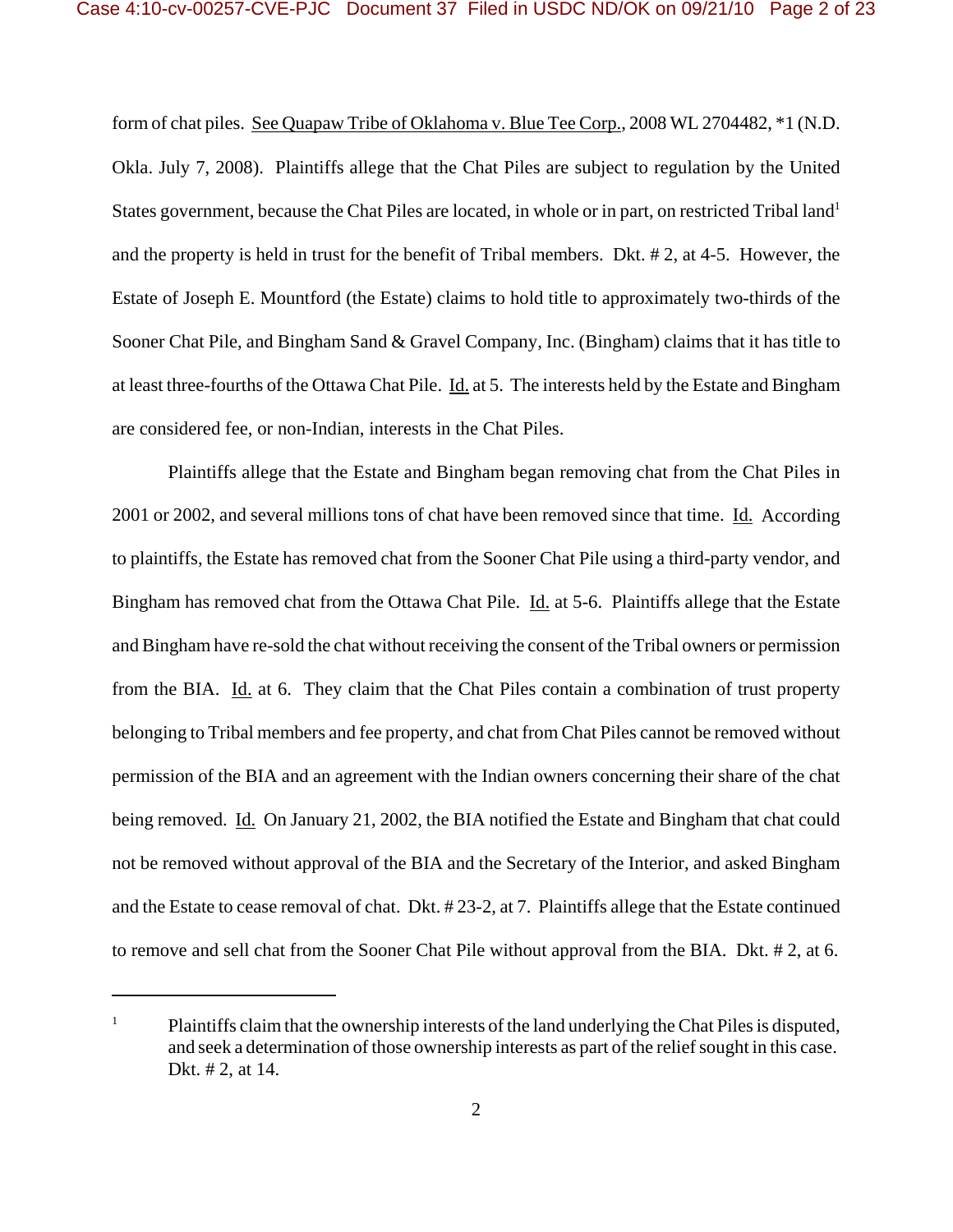form of chat piles. See Quapaw Tribe of Oklahoma v. Blue Tee Corp., 2008 WL 2704482, *1 (N.D. Okla. July 7, 2008). Plaintiffs allege that the Chat Piles are subject to regulation by the United States government, because the Chat Piles are located, in whole or in part, on restricted Tribal land[1] and the property is held in trust for the benefit of Tribal members. Dkt. # 2, at 4-5. However, the Estate of Joseph E. Mountford (the Estate) claims to hold title to approximately two-thirds of the Sooner Chat Pile, and Bingham Sand & Gravel Company, Inc. (Bingham) claims that it has title to at least three-fourths of the Ottawa Chat Pile. Id. at 5. The interests held by the Estate and Bingham are considered fee, or non-Indian, interests in the Chat Piles.

Plaintiffs allege that the Estate and Bingham began removing chat from the Chat Piles in 2001 or 2002, and several millions tons of chat have been removed since that time. Id. According to plaintiffs, the Estate has removed chat from the Sooner Chat Pile using a third-party vendor, and Bingham has removed chat from the Ottawa Chat Pile. Id. at 5-6. Plaintiffs allege that the Estate and Bingham have re-sold the chat without receiving the consent of the Tribal owners or permission from the BIA. Id. at 6. They claim that the Chat Piles contain a combination of trust property belonging to Tribal members and fee property, and chat from Chat Piles cannot be removed without permission of the BIA and an agreement with the Indian owners concerning their share of the chat being removed. Id. On January 21, 2002, the BIA notified the Estate and Bingham that chat could not be removed without approval of the BIA and the Secretary of the Interior, and asked Bingham and the Estate to cease removal of chat. Dkt. # 23-2, at 7. Plaintiffs allege that the Estate continued to remove and sell chat from the Sooner Chat Pile without approval from the BIA. Dkt. # 2, at 6.

---

[1] Plaintiffs claim that the ownership interests of the land underlying the Chat Piles is disputed, and seek a determination of those ownership interests as part of the relief sought in this case. Dkt. # 2, at 14.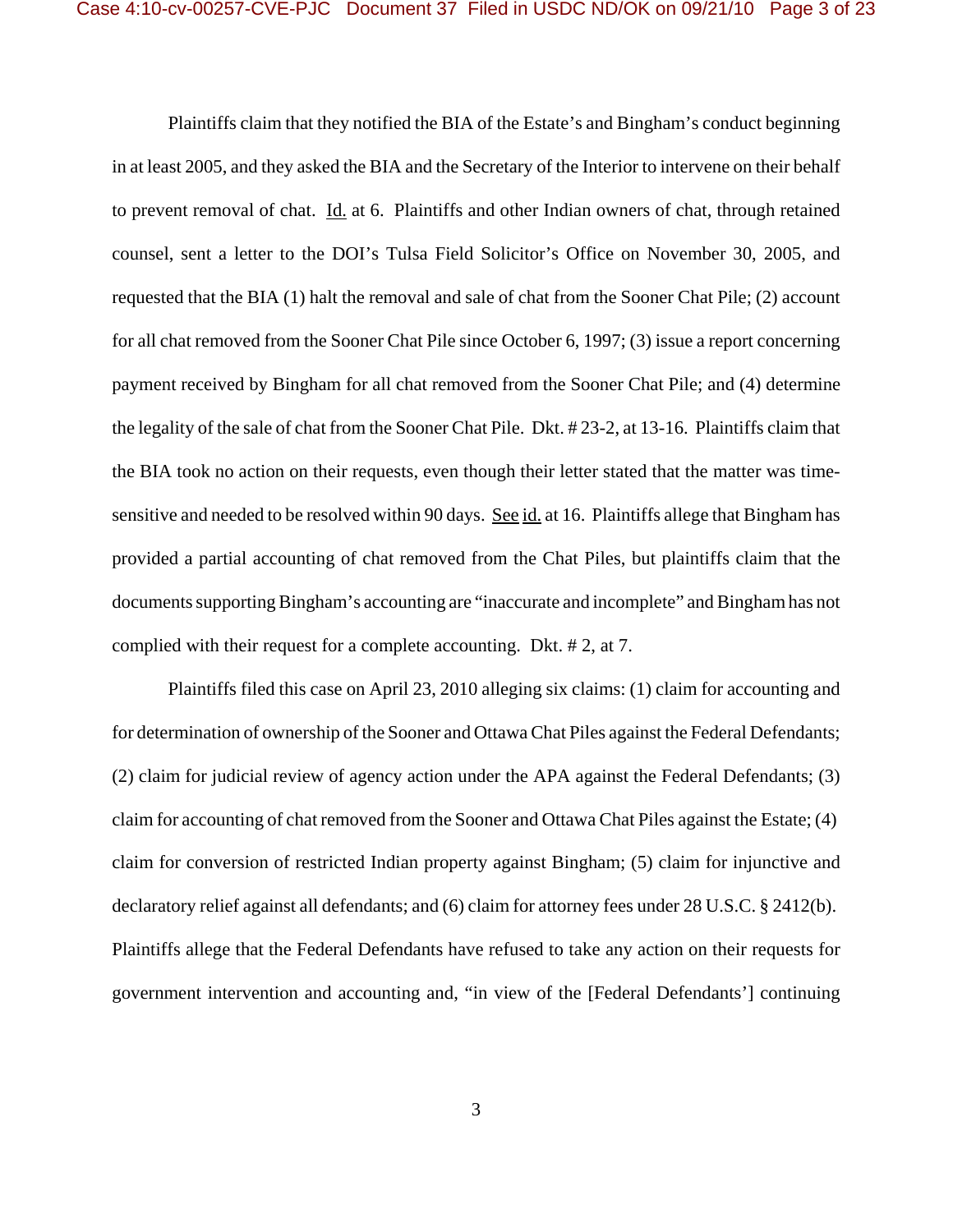Plaintiffs claim that they notified the BIA of the Estate's and Bingham's conduct beginning in at least 2005, and they asked the BIA and the Secretary of the Interior to intervene on their behalf to prevent removal of chat. Id. at 6. Plaintiffs and other Indian owners of chat, through retained counsel, sent a letter to the DOI's Tulsa Field Solicitor's Office on November 30, 2005, and requested that the BIA (1) halt the removal and sale of chat from the Sooner Chat Pile; (2) account for all chat removed from the Sooner Chat Pile since October 6, 1997; (3) issue a report concerning payment received by Bingham for all chat removed from the Sooner Chat Pile; and (4) determine the legality of the sale of chat from the Sooner Chat Pile. Dkt. # 23-2, at 13-16. Plaintiffs claim that the BIA took no action on their requests, even though their letter stated that the matter was time-sensitive and needed to be resolved within 90 days. See id. at 16. Plaintiffs allege that Bingham has provided a partial accounting of chat removed from the Chat Piles, but plaintiffs claim that the documents supporting Bingham's accounting are "inaccurate and incomplete" and Bingham has not complied with their request for a complete accounting. Dkt. # 2, at 7.

Plaintiffs filed this case on April 23, 2010 alleging six claims: (1) claim for accounting and for determination of ownership of the Sooner and Ottawa Chat Piles against the Federal Defendants; (2) claim for judicial review of agency action under the APA against the Federal Defendants; (3) claim for accounting of chat removed from the Sooner and Ottawa Chat Piles against the Estate; (4) claim for conversion of restricted Indian property against Bingham; (5) claim for injunctive and declaratory relief against all defendants; and (6) claim for attorney fees under 28 U.S.C. § 2412(b). Plaintiffs allege that the Federal Defendants have refused to take any action on their requests for government intervention and accounting and, "in view of the [Federal Defendants'] continuing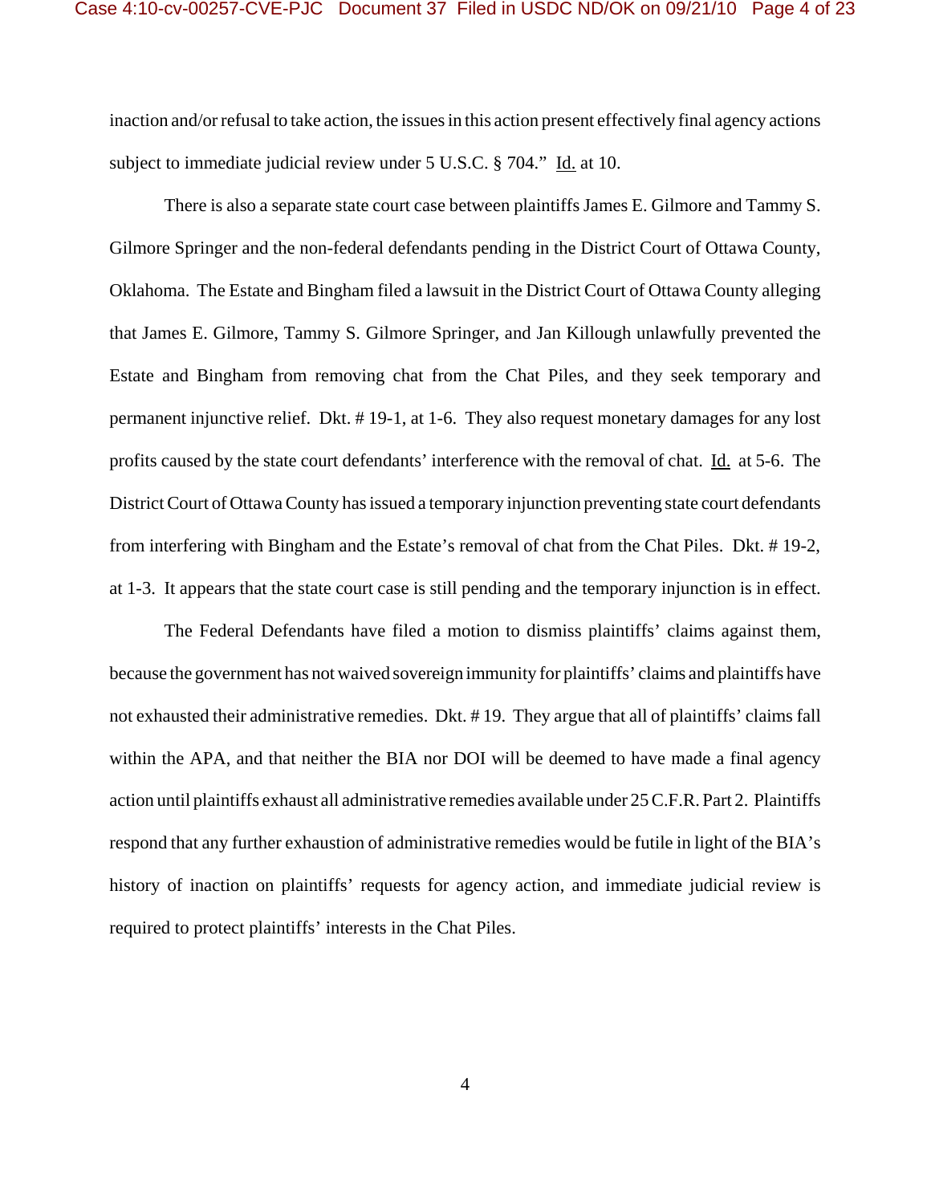inaction and/or refusal to take action, the issues in this action present effectively final agency actions subject to immediate judicial review under 5 U.S.C. § 704." Id. at 10.

There is also a separate state court case between plaintiffs James E. Gilmore and Tammy S. Gilmore Springer and the non-federal defendants pending in the District Court of Ottawa County, Oklahoma. The Estate and Bingham filed a lawsuit in the District Court of Ottawa County alleging that James E. Gilmore, Tammy S. Gilmore Springer, and Jan Killough unlawfully prevented the Estate and Bingham from removing chat from the Chat Piles, and they seek temporary and permanent injunctive relief. Dkt. # 19-1, at 1-6. They also request monetary damages for any lost profits caused by the state court defendants' interference with the removal of chat. Id. at 5-6. The District Court of Ottawa County has issued a temporary injunction preventing state court defendants from interfering with Bingham and the Estate's removal of chat from the Chat Piles. Dkt. # 19-2, at 1-3. It appears that the state court case is still pending and the temporary injunction is in effect.

The Federal Defendants have filed a motion to dismiss plaintiffs' claims against them, because the government has not waived sovereign immunity for plaintiffs' claims and plaintiffs have not exhausted their administrative remedies. Dkt. # 19. They argue that all of plaintiffs' claims fall within the APA, and that neither the BIA nor DOI will be deemed to have made a final agency action until plaintiffs exhaust all administrative remedies available under 25 C.F.R. Part 2. Plaintiffs respond that any further exhaustion of administrative remedies would be futile in light of the BIA's history of inaction on plaintiffs' requests for agency action, and immediate judicial review is required to protect plaintiffs' interests in the Chat Piles.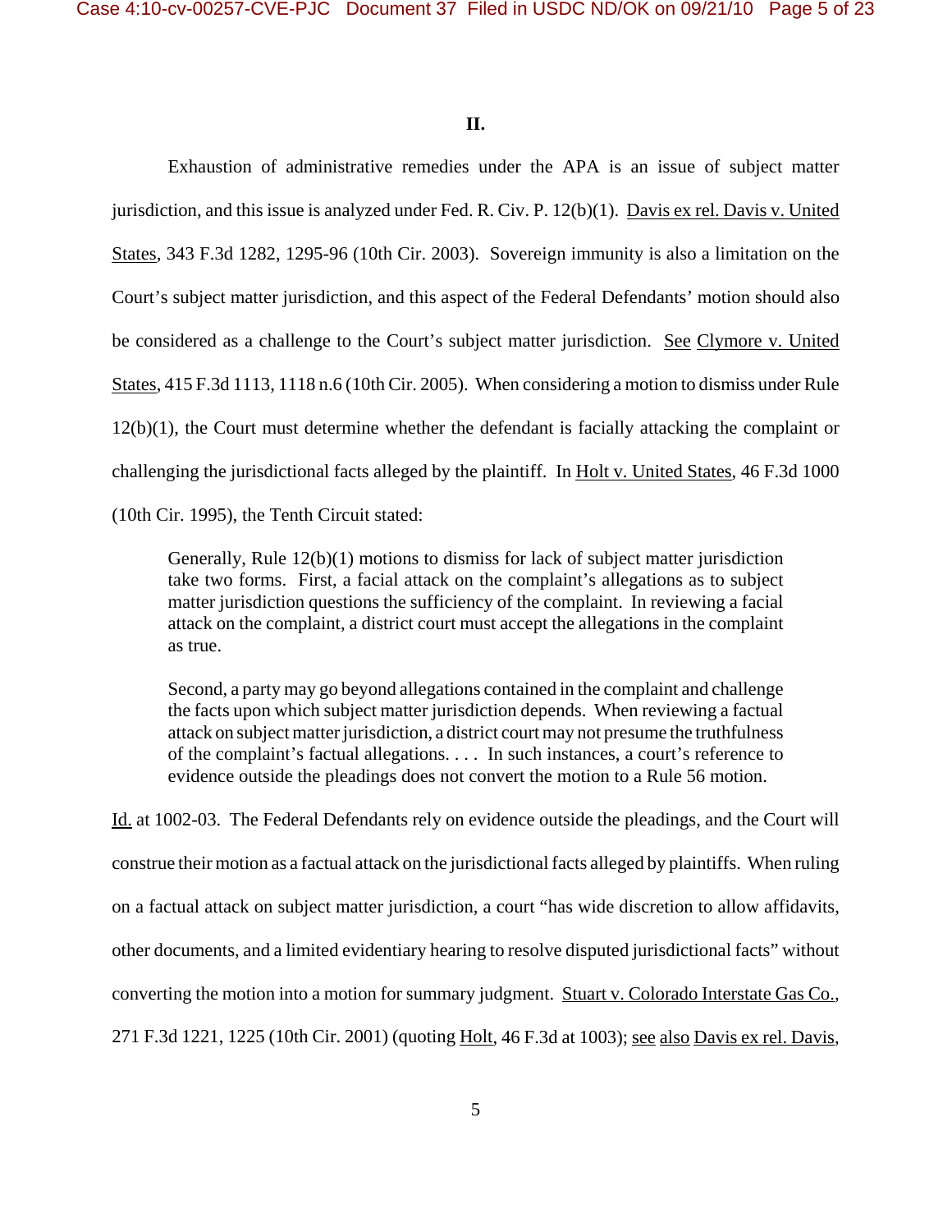## II.

Exhaustion of administrative remedies under the APA is an issue of subject matter jurisdiction, and this issue is analyzed under Fed. R. Civ. P. 12(b)(1). Davis ex rel. Davis v. United States, 343 F.3d 1282, 1295-96 (10th Cir. 2003). Sovereign immunity is also a limitation on the Court's subject matter jurisdiction, and this aspect of the Federal Defendants' motion should also be considered as a challenge to the Court's subject matter jurisdiction. See Clymore v. United States, 415 F.3d 1113, 1118 n.6 (10th Cir. 2005). When considering a motion to dismiss under Rule 12(b)(1), the Court must determine whether the defendant is facially attacking the complaint or challenging the jurisdictional facts alleged by the plaintiff. In Holt v. United States, 46 F.3d 1000 (10th Cir. 1995), the Tenth Circuit stated:

> Generally, Rule 12(b)(1) motions to dismiss for lack of subject matter jurisdiction take two forms. First, a facial attack on the complaint's allegations as to subject matter jurisdiction questions the sufficiency of the complaint. In reviewing a facial attack on the complaint, a district court must accept the allegations in the complaint as true.
>
> Second, a party may go beyond allegations contained in the complaint and challenge the facts upon which subject matter jurisdiction depends. When reviewing a factual attack on subject matter jurisdiction, a district court may not presume the truthfulness of the complaint's factual allegations. . . . In such instances, a court's reference to evidence outside the pleadings does not convert the motion to a Rule 56 motion.

Id. at 1002-03. The Federal Defendants rely on evidence outside the pleadings, and the Court will construe their motion as a factual attack on the jurisdictional facts alleged by plaintiffs. When ruling on a factual attack on subject matter jurisdiction, a court "has wide discretion to allow affidavits, other documents, and a limited evidentiary hearing to resolve disputed jurisdictional facts" without converting the motion into a motion for summary judgment. Stuart v. Colorado Interstate Gas Co., 271 F.3d 1221, 1225 (10th Cir. 2001) (quoting Holt, 46 F.3d at 1003); see also Davis ex rel. Davis,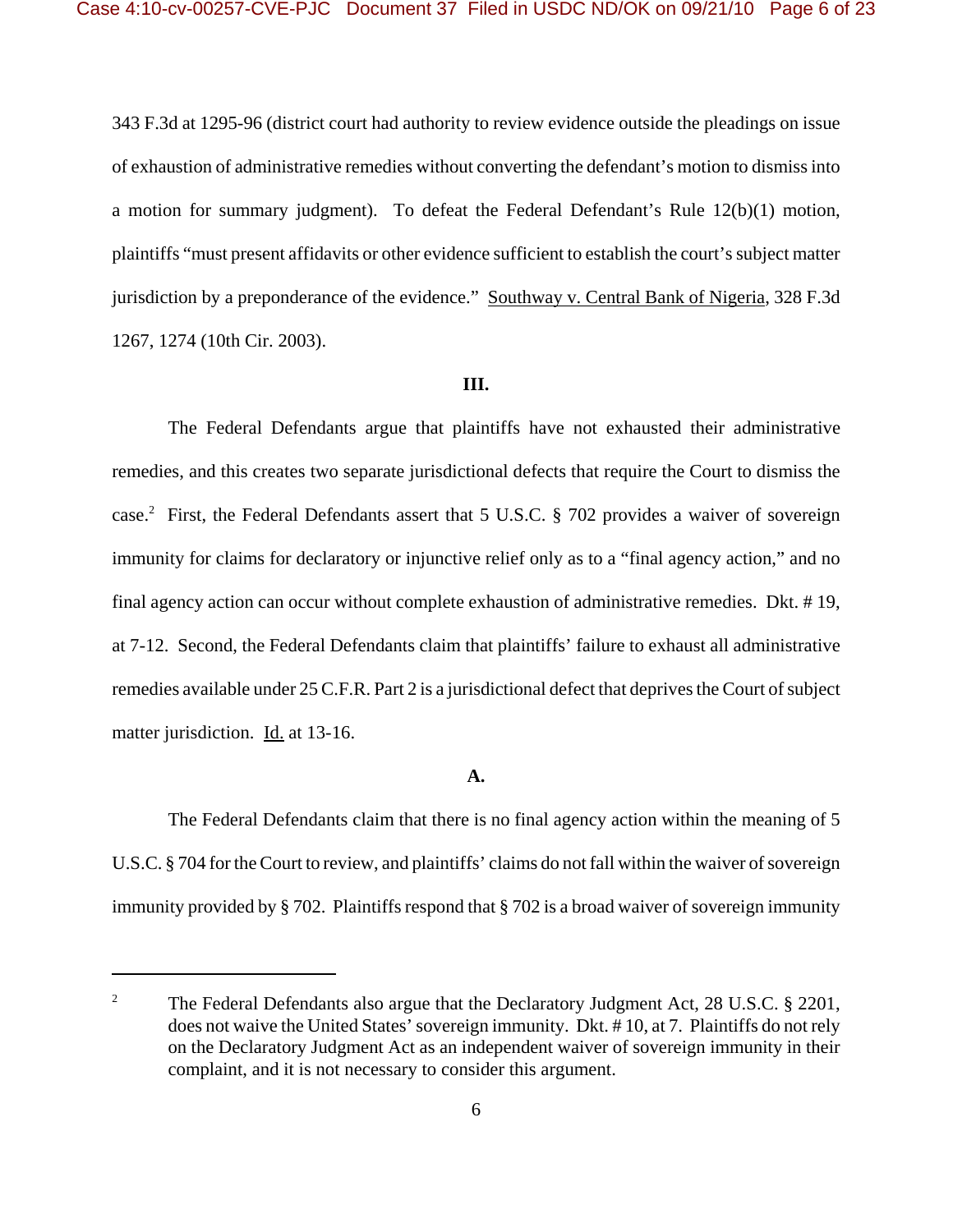343 F.3d at 1295-96 (district court had authority to review evidence outside the pleadings on issue of exhaustion of administrative remedies without converting the defendant's motion to dismiss into a motion for summary judgment). To defeat the Federal Defendant's Rule 12(b)(1) motion, plaintiffs "must present affidavits or other evidence sufficient to establish the court's subject matter jurisdiction by a preponderance of the evidence." Southway v. Central Bank of Nigeria, 328 F.3d 1267, 1274 (10th Cir. 2003).

**III.**

The Federal Defendants argue that plaintiffs have not exhausted their administrative remedies, and this creates two separate jurisdictional defects that require the Court to dismiss the case.[2] First, the Federal Defendants assert that 5 U.S.C. § 702 provides a waiver of sovereign immunity for claims for declaratory or injunctive relief only as to a "final agency action," and no final agency action can occur without complete exhaustion of administrative remedies. Dkt. # 19, at 7-12. Second, the Federal Defendants claim that plaintiffs' failure to exhaust all administrative remedies available under 25 C.F.R. Part 2 is a jurisdictional defect that deprives the Court of subject matter jurisdiction. Id. at 13-16.

**A.**

The Federal Defendants claim that there is no final agency action within the meaning of 5 U.S.C. § 704 for the Court to review, and plaintiffs' claims do not fall within the waiver of sovereign immunity provided by § 702. Plaintiffs respond that § 702 is a broad waiver of sovereign immunity

---

[2] The Federal Defendants also argue that the Declaratory Judgment Act, 28 U.S.C. § 2201, does not waive the United States' sovereign immunity. Dkt. # 10, at 7. Plaintiffs do not rely on the Declaratory Judgment Act as an independent waiver of sovereign immunity in their complaint, and it is not necessary to consider this argument.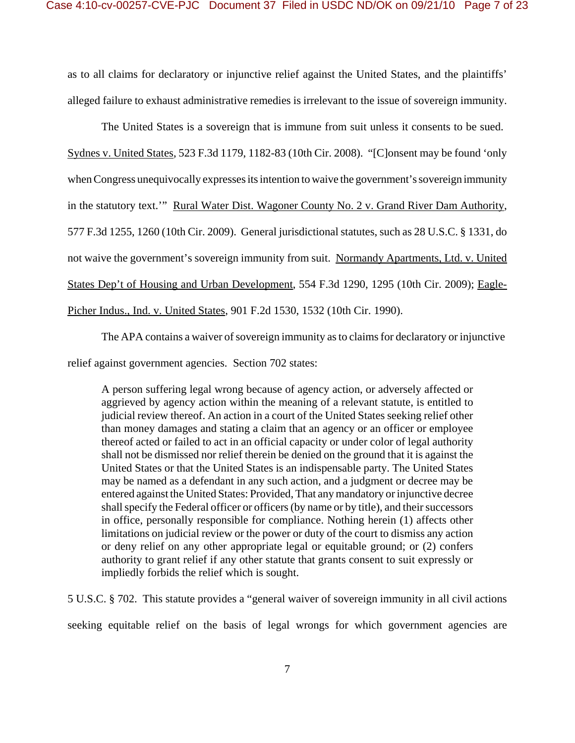as to all claims for declaratory or injunctive relief against the United States, and the plaintiffs' alleged failure to exhaust administrative remedies is irrelevant to the issue of sovereign immunity.

The United States is a sovereign that is immune from suit unless it consents to be sued. Sydnes v. United States, 523 F.3d 1179, 1182-83 (10th Cir. 2008). "[C]onsent may be found 'only when Congress unequivocally expresses its intention to waive the government's sovereign immunity in the statutory text.'" Rural Water Dist. Wagoner County No. 2 v. Grand River Dam Authority, 577 F.3d 1255, 1260 (10th Cir. 2009). General jurisdictional statutes, such as 28 U.S.C. § 1331, do not waive the government's sovereign immunity from suit. Normandy Apartments, Ltd. v. United States Dep't of Housing and Urban Development, 554 F.3d 1290, 1295 (10th Cir. 2009); Eagle-Picher Indus., Ind. v. United States, 901 F.2d 1530, 1532 (10th Cir. 1990).

The APA contains a waiver of sovereign immunity as to claims for declaratory or injunctive relief against government agencies. Section 702 states:

> A person suffering legal wrong because of agency action, or adversely affected or aggrieved by agency action within the meaning of a relevant statute, is entitled to judicial review thereof. An action in a court of the United States seeking relief other than money damages and stating a claim that an agency or an officer or employee thereof acted or failed to act in an official capacity or under color of legal authority shall not be dismissed nor relief therein be denied on the ground that it is against the United States or that the United States is an indispensable party. The United States may be named as a defendant in any such action, and a judgment or decree may be entered against the United States: Provided, That any mandatory or injunctive decree shall specify the Federal officer or officers (by name or by title), and their successors in office, personally responsible for compliance. Nothing herein (1) affects other limitations on judicial review or the power or duty of the court to dismiss any action or deny relief on any other appropriate legal or equitable ground; or (2) confers authority to grant relief if any other statute that grants consent to suit expressly or impliedly forbids the relief which is sought.

5 U.S.C. § 702. This statute provides a "general waiver of sovereign immunity in all civil actions seeking equitable relief on the basis of legal wrongs for which government agencies are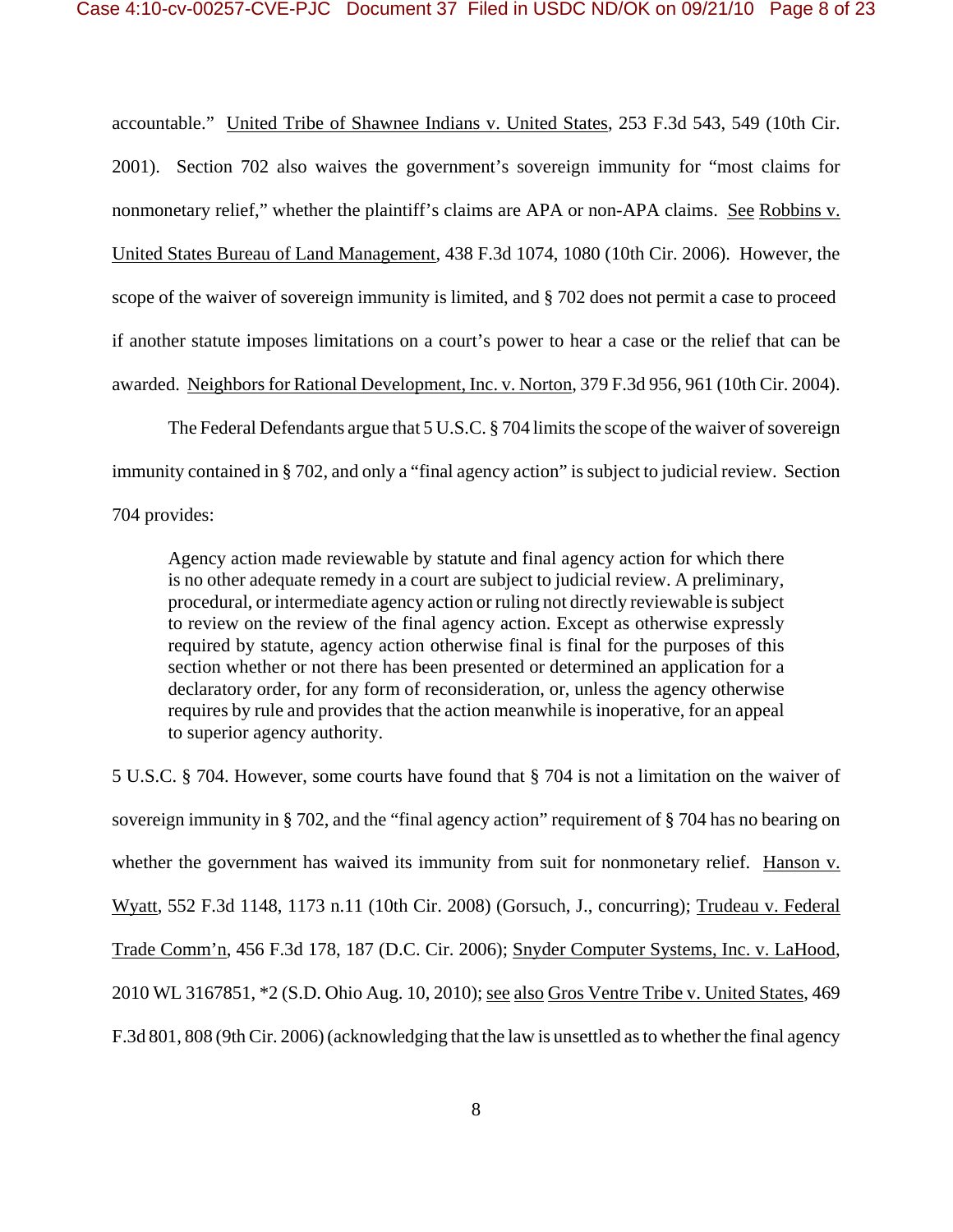accountable." United Tribe of Shawnee Indians v. United States, 253 F.3d 543, 549 (10th Cir. 2001). Section 702 also waives the government's sovereign immunity for "most claims for nonmonetary relief," whether the plaintiff's claims are APA or non-APA claims. See Robbins v. United States Bureau of Land Management, 438 F.3d 1074, 1080 (10th Cir. 2006). However, the scope of the waiver of sovereign immunity is limited, and § 702 does not permit a case to proceed if another statute imposes limitations on a court's power to hear a case or the relief that can be awarded. Neighbors for Rational Development, Inc. v. Norton, 379 F.3d 956, 961 (10th Cir. 2004).

The Federal Defendants argue that 5 U.S.C. § 704 limits the scope of the waiver of sovereign immunity contained in § 702, and only a "final agency action" is subject to judicial review. Section 704 provides:

> Agency action made reviewable by statute and final agency action for which there is no other adequate remedy in a court are subject to judicial review. A preliminary, procedural, or intermediate agency action or ruling not directly reviewable is subject to review on the review of the final agency action. Except as otherwise expressly required by statute, agency action otherwise final is final for the purposes of this section whether or not there has been presented or determined an application for a declaratory order, for any form of reconsideration, or, unless the agency otherwise requires by rule and provides that the action meanwhile is inoperative, for an appeal to superior agency authority.

5 U.S.C. § 704. However, some courts have found that § 704 is not a limitation on the waiver of sovereign immunity in § 702, and the "final agency action" requirement of § 704 has no bearing on whether the government has waived its immunity from suit for nonmonetary relief. Hanson v. Wyatt, 552 F.3d 1148, 1173 n.11 (10th Cir. 2008) (Gorsuch, J., concurring); Trudeau v. Federal Trade Comm'n, 456 F.3d 178, 187 (D.C. Cir. 2006); Snyder Computer Systems, Inc. v. LaHood, 2010 WL 3167851, *2 (S.D. Ohio Aug. 10, 2010); see also Gros Ventre Tribe v. United States, 469 F.3d 801, 808 (9th Cir. 2006) (acknowledging that the law is unsettled as to whether the final agency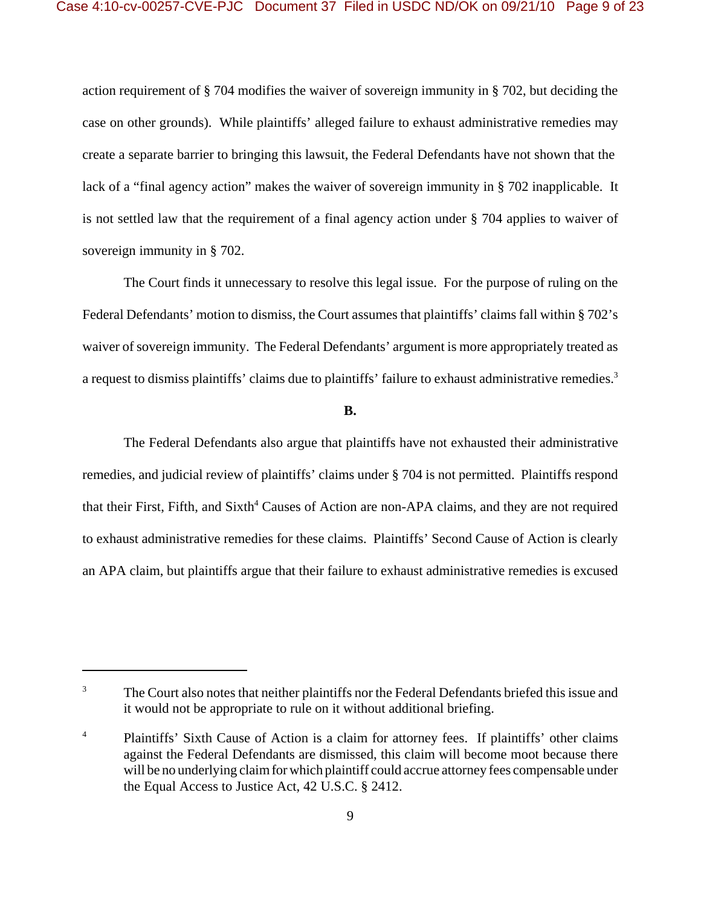action requirement of § 704 modifies the waiver of sovereign immunity in § 702, but deciding the case on other grounds). While plaintiffs' alleged failure to exhaust administrative remedies may create a separate barrier to bringing this lawsuit, the Federal Defendants have not shown that the lack of a "final agency action" makes the waiver of sovereign immunity in § 702 inapplicable. It is not settled law that the requirement of a final agency action under § 704 applies to waiver of sovereign immunity in § 702.

The Court finds it unnecessary to resolve this legal issue. For the purpose of ruling on the Federal Defendants' motion to dismiss, the Court assumes that plaintiffs' claims fall within § 702's waiver of sovereign immunity. The Federal Defendants' argument is more appropriately treated as a request to dismiss plaintiffs' claims due to plaintiffs' failure to exhaust administrative remedies.[3]

**B.**

The Federal Defendants also argue that plaintiffs have not exhausted their administrative remedies, and judicial review of plaintiffs' claims under § 704 is not permitted. Plaintiffs respond that their First, Fifth, and Sixth[4] Causes of Action are non-APA claims, and they are not required to exhaust administrative remedies for these claims. Plaintiffs' Second Cause of Action is clearly an APA claim, but plaintiffs argue that their failure to exhaust administrative remedies is excused

---

[3] The Court also notes that neither plaintiffs nor the Federal Defendants briefed this issue and it would not be appropriate to rule on it without additional briefing.

[4] Plaintiffs' Sixth Cause of Action is a claim for attorney fees. If plaintiffs' other claims against the Federal Defendants are dismissed, this claim will become moot because there will be no underlying claim for which plaintiff could accrue attorney fees compensable under the Equal Access to Justice Act, 42 U.S.C. § 2412.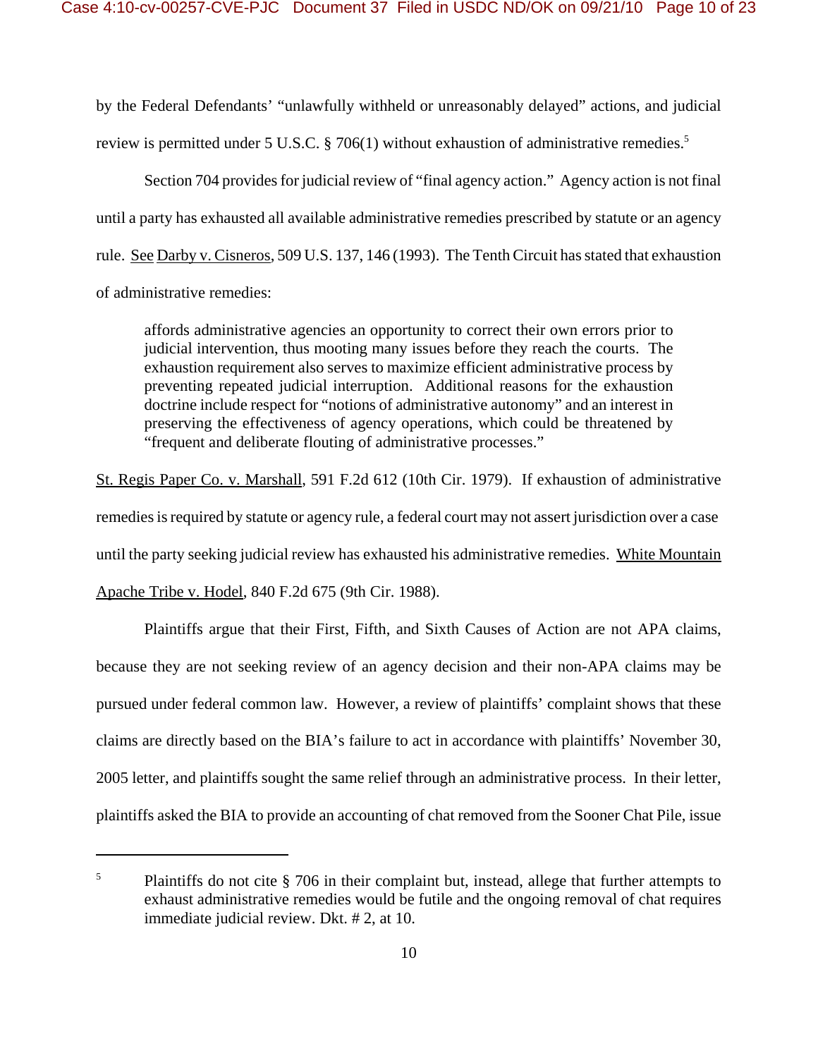by the Federal Defendants' "unlawfully withheld or unreasonably delayed" actions, and judicial review is permitted under 5 U.S.C. § 706(1) without exhaustion of administrative remedies.[5]

Section 704 provides for judicial review of "final agency action." Agency action is not final until a party has exhausted all available administrative remedies prescribed by statute or an agency rule. See Darby v. Cisneros, 509 U.S. 137, 146 (1993). The Tenth Circuit has stated that exhaustion of administrative remedies:

> affords administrative agencies an opportunity to correct their own errors prior to judicial intervention, thus mooting many issues before they reach the courts. The exhaustion requirement also serves to maximize efficient administrative process by preventing repeated judicial interruption. Additional reasons for the exhaustion doctrine include respect for "notions of administrative autonomy" and an interest in preserving the effectiveness of agency operations, which could be threatened by "frequent and deliberate flouting of administrative processes."

St. Regis Paper Co. v. Marshall, 591 F.2d 612 (10th Cir. 1979). If exhaustion of administrative remedies is required by statute or agency rule, a federal court may not assert jurisdiction over a case until the party seeking judicial review has exhausted his administrative remedies. White Mountain Apache Tribe v. Hodel, 840 F.2d 675 (9th Cir. 1988).

Plaintiffs argue that their First, Fifth, and Sixth Causes of Action are not APA claims, because they are not seeking review of an agency decision and their non-APA claims may be pursued under federal common law. However, a review of plaintiffs' complaint shows that these claims are directly based on the BIA's failure to act in accordance with plaintiffs' November 30, 2005 letter, and plaintiffs sought the same relief through an administrative process. In their letter, plaintiffs asked the BIA to provide an accounting of chat removed from the Sooner Chat Pile, issue

---

[5] Plaintiffs do not cite § 706 in their complaint but, instead, allege that further attempts to exhaust administrative remedies would be futile and the ongoing removal of chat requires immediate judicial review. Dkt. # 2, at 10.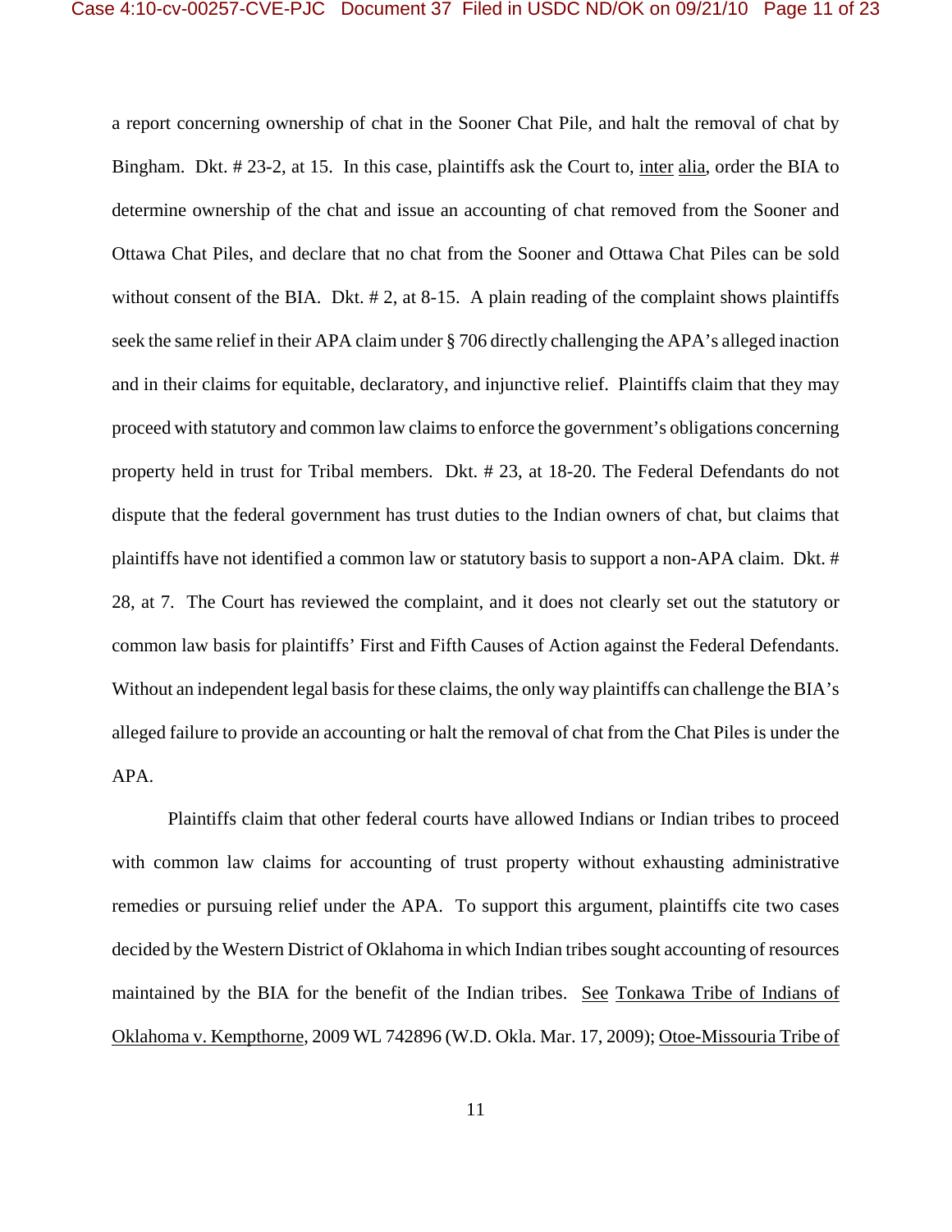a report concerning ownership of chat in the Sooner Chat Pile, and halt the removal of chat by Bingham. Dkt. # 23-2, at 15. In this case, plaintiffs ask the Court to, inter alia, order the BIA to determine ownership of the chat and issue an accounting of chat removed from the Sooner and Ottawa Chat Piles, and declare that no chat from the Sooner and Ottawa Chat Piles can be sold without consent of the BIA. Dkt. # 2, at 8-15. A plain reading of the complaint shows plaintiffs seek the same relief in their APA claim under § 706 directly challenging the APA's alleged inaction and in their claims for equitable, declaratory, and injunctive relief. Plaintiffs claim that they may proceed with statutory and common law claims to enforce the government's obligations concerning property held in trust for Tribal members. Dkt. # 23, at 18-20. The Federal Defendants do not dispute that the federal government has trust duties to the Indian owners of chat, but claims that plaintiffs have not identified a common law or statutory basis to support a non-APA claim. Dkt. # 28, at 7. The Court has reviewed the complaint, and it does not clearly set out the statutory or common law basis for plaintiffs' First and Fifth Causes of Action against the Federal Defendants. Without an independent legal basis for these claims, the only way plaintiffs can challenge the BIA's alleged failure to provide an accounting or halt the removal of chat from the Chat Piles is under the APA.

Plaintiffs claim that other federal courts have allowed Indians or Indian tribes to proceed with common law claims for accounting of trust property without exhausting administrative remedies or pursuing relief under the APA. To support this argument, plaintiffs cite two cases decided by the Western District of Oklahoma in which Indian tribes sought accounting of resources maintained by the BIA for the benefit of the Indian tribes. See Tonkawa Tribe of Indians of Oklahoma v. Kempthorne, 2009 WL 742896 (W.D. Okla. Mar. 17, 2009); Otoe-Missouria Tribe of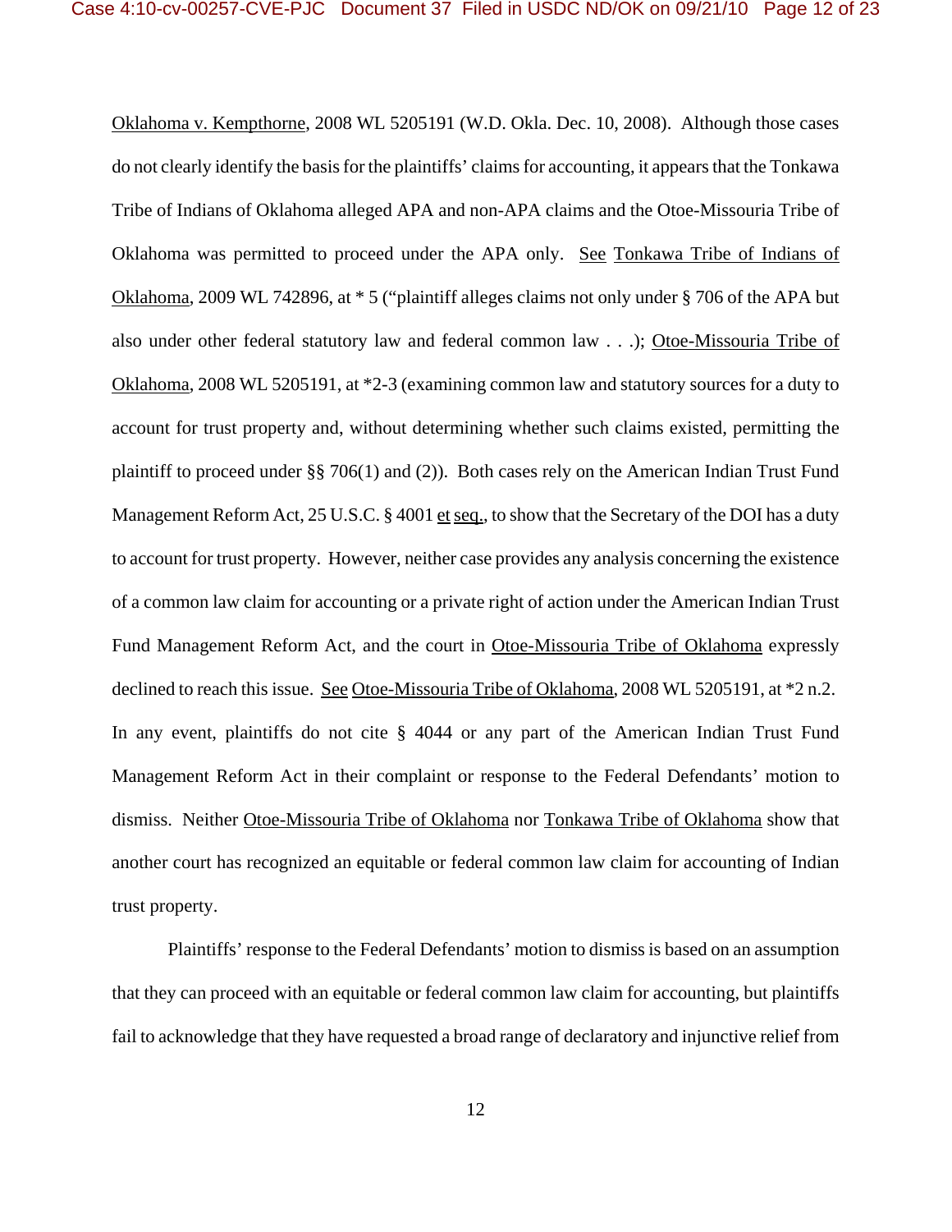Oklahoma v. Kempthorne, 2008 WL 5205191 (W.D. Okla. Dec. 10, 2008). Although those cases do not clearly identify the basis for the plaintiffs' claims for accounting, it appears that the Tonkawa Tribe of Indians of Oklahoma alleged APA and non-APA claims and the Otoe-Missouria Tribe of Oklahoma was permitted to proceed under the APA only. See Tonkawa Tribe of Indians of Oklahoma, 2009 WL 742896, at * 5 ("plaintiff alleges claims not only under § 706 of the APA but also under other federal statutory law and federal common law . . .); Otoe-Missouria Tribe of Oklahoma, 2008 WL 5205191, at *2-3 (examining common law and statutory sources for a duty to account for trust property and, without determining whether such claims existed, permitting the plaintiff to proceed under §§ 706(1) and (2)). Both cases rely on the American Indian Trust Fund Management Reform Act, 25 U.S.C. § 4001 et seq., to show that the Secretary of the DOI has a duty to account for trust property. However, neither case provides any analysis concerning the existence of a common law claim for accounting or a private right of action under the American Indian Trust Fund Management Reform Act, and the court in Otoe-Missouria Tribe of Oklahoma expressly declined to reach this issue. See Otoe-Missouria Tribe of Oklahoma, 2008 WL 5205191, at *2 n.2. In any event, plaintiffs do not cite § 4044 or any part of the American Indian Trust Fund Management Reform Act in their complaint or response to the Federal Defendants' motion to dismiss. Neither Otoe-Missouria Tribe of Oklahoma nor Tonkawa Tribe of Oklahoma show that another court has recognized an equitable or federal common law claim for accounting of Indian trust property.

Plaintiffs' response to the Federal Defendants' motion to dismiss is based on an assumption that they can proceed with an equitable or federal common law claim for accounting, but plaintiffs fail to acknowledge that they have requested a broad range of declaratory and injunctive relief from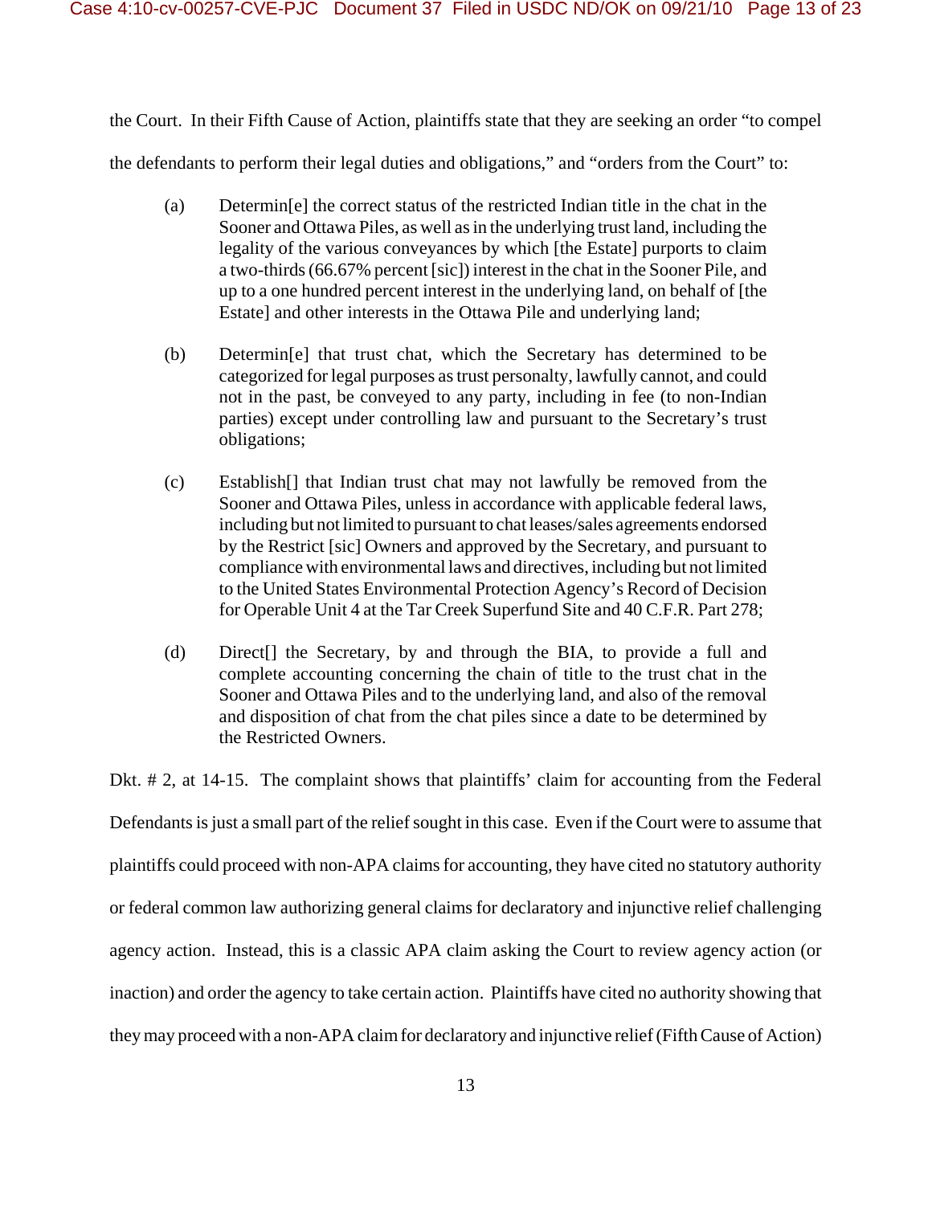the Court. In their Fifth Cause of Action, plaintiffs state that they are seeking an order "to compel the defendants to perform their legal duties and obligations," and "orders from the Court" to:

> (a) Determin[e] the correct status of the restricted Indian title in the chat in the Sooner and Ottawa Piles, as well as in the underlying trust land, including the legality of the various conveyances by which [the Estate] purports to claim a two-thirds (66.67% percent [sic]) interest in the chat in the Sooner Pile, and up to a one hundred percent interest in the underlying land, on behalf of [the Estate] and other interests in the Ottawa Pile and underlying land;
>
> (b) Determin[e] that trust chat, which the Secretary has determined to be categorized for legal purposes as trust personalty, lawfully cannot, and could not in the past, be conveyed to any party, including in fee (to non-Indian parties) except under controlling law and pursuant to the Secretary's trust obligations;
>
> (c) Establish[] that Indian trust chat may not lawfully be removed from the Sooner and Ottawa Piles, unless in accordance with applicable federal laws, including but not limited to pursuant to chat leases/sales agreements endorsed by the Restrict [sic] Owners and approved by the Secretary, and pursuant to compliance with environmental laws and directives, including but not limited to the United States Environmental Protection Agency's Record of Decision for Operable Unit 4 at the Tar Creek Superfund Site and 40 C.F.R. Part 278;
>
> (d) Direct[] the Secretary, by and through the BIA, to provide a full and complete accounting concerning the chain of title to the trust chat in the Sooner and Ottawa Piles and to the underlying land, and also of the removal and disposition of chat from the chat piles since a date to be determined by the Restricted Owners.

Dkt. # 2, at 14-15. The complaint shows that plaintiffs' claim for accounting from the Federal Defendants is just a small part of the relief sought in this case. Even if the Court were to assume that plaintiffs could proceed with non-APA claims for accounting, they have cited no statutory authority or federal common law authorizing general claims for declaratory and injunctive relief challenging agency action. Instead, this is a classic APA claim asking the Court to review agency action (or inaction) and order the agency to take certain action. Plaintiffs have cited no authority showing that they may proceed with a non-APA claim for declaratory and injunctive relief (Fifth Cause of Action)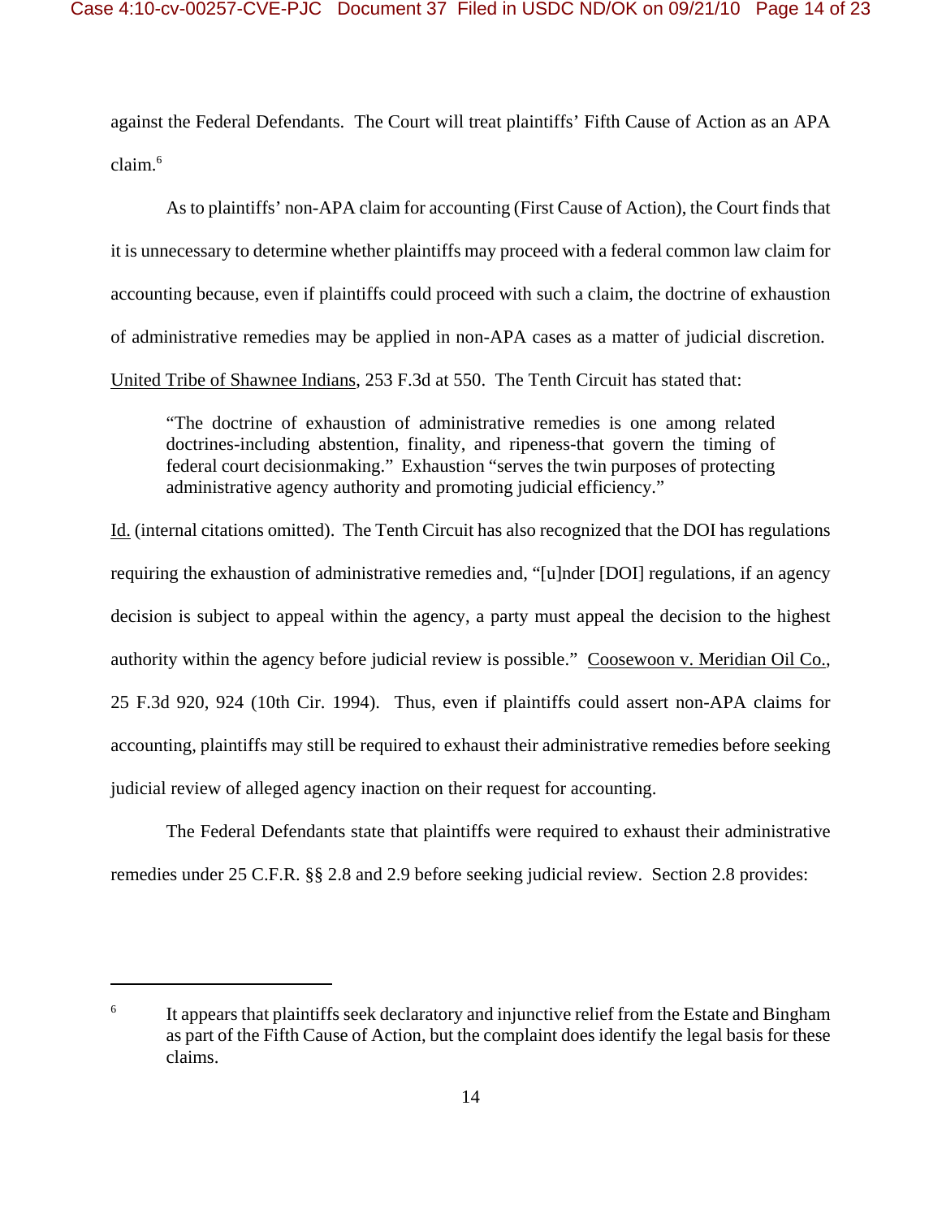against the Federal Defendants. The Court will treat plaintiffs' Fifth Cause of Action as an APA claim.[6]

As to plaintiffs' non-APA claim for accounting (First Cause of Action), the Court finds that it is unnecessary to determine whether plaintiffs may proceed with a federal common law claim for accounting because, even if plaintiffs could proceed with such a claim, the doctrine of exhaustion of administrative remedies may be applied in non-APA cases as a matter of judicial discretion. United Tribe of Shawnee Indians, 253 F.3d at 550. The Tenth Circuit has stated that:

> "The doctrine of exhaustion of administrative remedies is one among related doctrines-including abstention, finality, and ripeness-that govern the timing of federal court decisionmaking." Exhaustion "serves the twin purposes of protecting administrative agency authority and promoting judicial efficiency."

Id. (internal citations omitted). The Tenth Circuit has also recognized that the DOI has regulations requiring the exhaustion of administrative remedies and, "[u]nder [DOI] regulations, if an agency decision is subject to appeal within the agency, a party must appeal the decision to the highest authority within the agency before judicial review is possible." Coosewoon v. Meridian Oil Co., 25 F.3d 920, 924 (10th Cir. 1994). Thus, even if plaintiffs could assert non-APA claims for accounting, plaintiffs may still be required to exhaust their administrative remedies before seeking judicial review of alleged agency inaction on their request for accounting.

The Federal Defendants state that plaintiffs were required to exhaust their administrative remedies under 25 C.F.R. §§ 2.8 and 2.9 before seeking judicial review. Section 2.8 provides:

---

[6] It appears that plaintiffs seek declaratory and injunctive relief from the Estate and Bingham as part of the Fifth Cause of Action, but the complaint does identify the legal basis for these claims.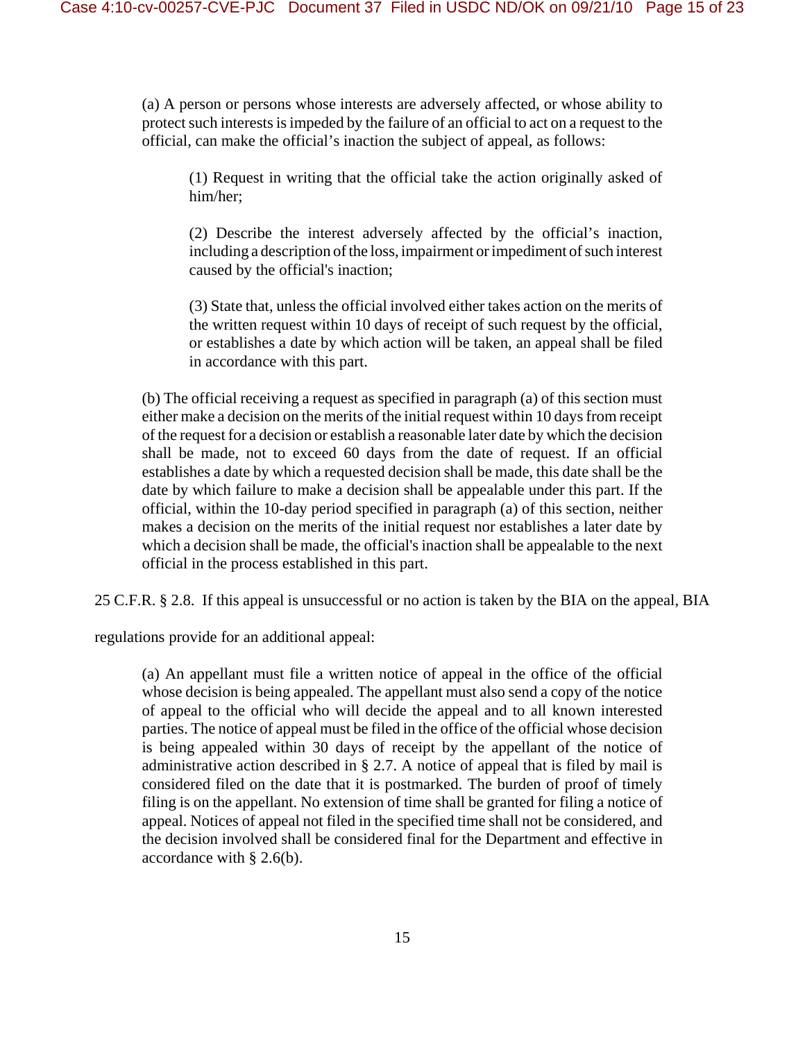> (a) A person or persons whose interests are adversely affected, or whose ability to protect such interests is impeded by the failure of an official to act on a request to the official, can make the official's inaction the subject of appeal, as follows:
>
> > (1) Request in writing that the official take the action originally asked of him/her;
> >
> > (2) Describe the interest adversely affected by the official's inaction, including a description of the loss, impairment or impediment of such interest caused by the official's inaction;
> >
> > (3) State that, unless the official involved either takes action on the merits of the written request within 10 days of receipt of such request by the official, or establishes a date by which action will be taken, an appeal shall be filed in accordance with this part.
>
> (b) The official receiving a request as specified in paragraph (a) of this section must either make a decision on the merits of the initial request within 10 days from receipt of the request for a decision or establish a reasonable later date by which the decision shall be made, not to exceed 60 days from the date of request. If an official establishes a date by which a requested decision shall be made, this date shall be the date by which failure to make a decision shall be appealable under this part. If the official, within the 10-day period specified in paragraph (a) of this section, neither makes a decision on the merits of the initial request nor establishes a later date by which a decision shall be made, the official's inaction shall be appealable to the next official in the process established in this part.

25 C.F.R. § 2.8. If this appeal is unsuccessful or no action is taken by the BIA on the appeal, BIA regulations provide for an additional appeal:

> (a) An appellant must file a written notice of appeal in the office of the official whose decision is being appealed. The appellant must also send a copy of the notice of appeal to the official who will decide the appeal and to all known interested parties. The notice of appeal must be filed in the office of the official whose decision is being appealed within 30 days of receipt by the appellant of the notice of administrative action described in § 2.7. A notice of appeal that is filed by mail is considered filed on the date that it is postmarked. The burden of proof of timely filing is on the appellant. No extension of time shall be granted for filing a notice of appeal. Notices of appeal not filed in the specified time shall not be considered, and the decision involved shall be considered final for the Department and effective in accordance with § 2.6(b).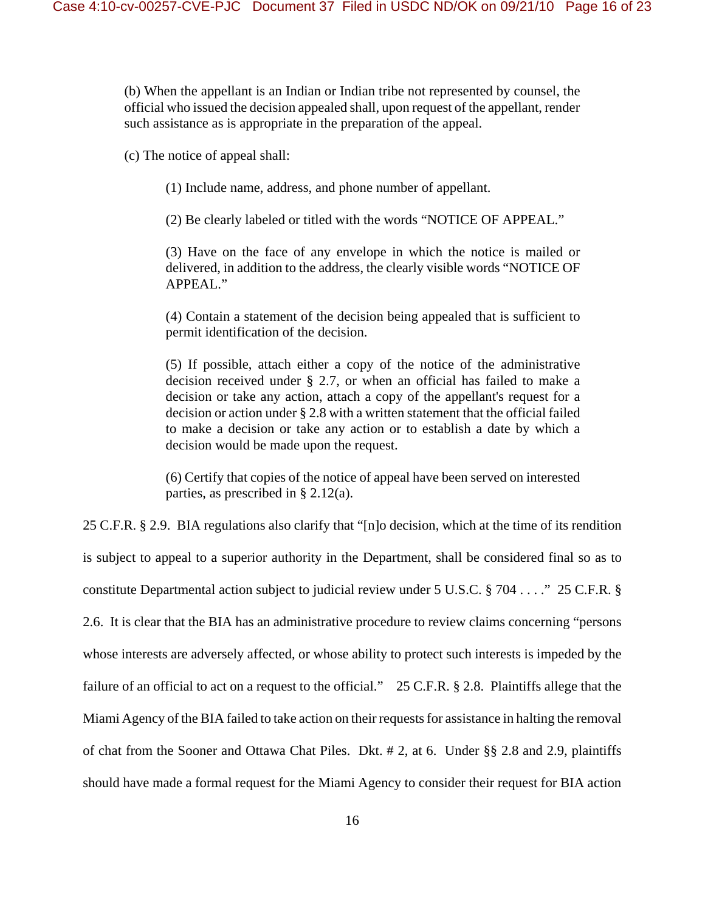> (b) When the appellant is an Indian or Indian tribe not represented by counsel, the official who issued the decision appealed shall, upon request of the appellant, render such assistance as is appropriate in the preparation of the appeal.
>
> (c) The notice of appeal shall:
>
> > (1) Include name, address, and phone number of appellant.
> >
> > (2) Be clearly labeled or titled with the words "NOTICE OF APPEAL."
> >
> > (3) Have on the face of any envelope in which the notice is mailed or delivered, in addition to the address, the clearly visible words "NOTICE OF APPEAL."
> >
> > (4) Contain a statement of the decision being appealed that is sufficient to permit identification of the decision.
> >
> > (5) If possible, attach either a copy of the notice of the administrative decision received under § 2.7, or when an official has failed to make a decision or take any action, attach a copy of the appellant's request for a decision or action under § 2.8 with a written statement that the official failed to make a decision or take any action or to establish a date by which a decision would be made upon the request.
> >
> > (6) Certify that copies of the notice of appeal have been served on interested parties, as prescribed in § 2.12(a).

25 C.F.R. § 2.9. BIA regulations also clarify that "[n]o decision, which at the time of its rendition is subject to appeal to a superior authority in the Department, shall be considered final so as to constitute Departmental action subject to judicial review under 5 U.S.C. § 704 . . . ." 25 C.F.R. § 2.6. It is clear that the BIA has an administrative procedure to review claims concerning "persons whose interests are adversely affected, or whose ability to protect such interests is impeded by the failure of an official to act on a request to the official." 25 C.F.R. § 2.8. Plaintiffs allege that the Miami Agency of the BIA failed to take action on their requests for assistance in halting the removal of chat from the Sooner and Ottawa Chat Piles. Dkt. # 2, at 6. Under §§ 2.8 and 2.9, plaintiffs should have made a formal request for the Miami Agency to consider their request for BIA action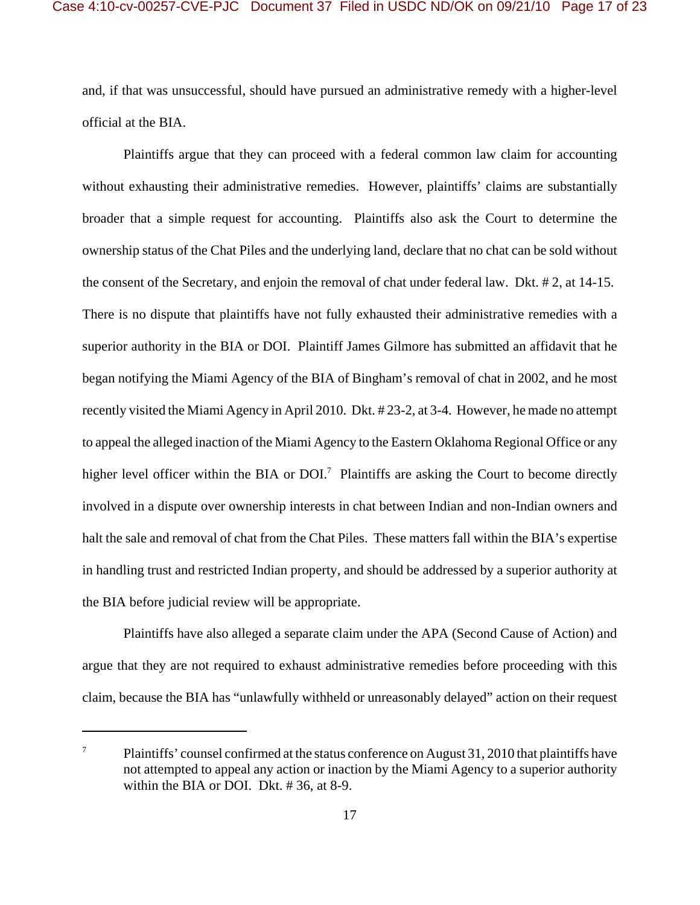and, if that was unsuccessful, should have pursued an administrative remedy with a higher-level official at the BIA.

Plaintiffs argue that they can proceed with a federal common law claim for accounting without exhausting their administrative remedies. However, plaintiffs' claims are substantially broader that a simple request for accounting. Plaintiffs also ask the Court to determine the ownership status of the Chat Piles and the underlying land, declare that no chat can be sold without the consent of the Secretary, and enjoin the removal of chat under federal law. Dkt. # 2, at 14-15. There is no dispute that plaintiffs have not fully exhausted their administrative remedies with a superior authority in the BIA or DOI. Plaintiff James Gilmore has submitted an affidavit that he began notifying the Miami Agency of the BIA of Bingham's removal of chat in 2002, and he most recently visited the Miami Agency in April 2010. Dkt. # 23-2, at 3-4. However, he made no attempt to appeal the alleged inaction of the Miami Agency to the Eastern Oklahoma Regional Office or any higher level officer within the BIA or DOI.[7] Plaintiffs are asking the Court to become directly involved in a dispute over ownership interests in chat between Indian and non-Indian owners and halt the sale and removal of chat from the Chat Piles. These matters fall within the BIA's expertise in handling trust and restricted Indian property, and should be addressed by a superior authority at the BIA before judicial review will be appropriate.

Plaintiffs have also alleged a separate claim under the APA (Second Cause of Action) and argue that they are not required to exhaust administrative remedies before proceeding with this claim, because the BIA has "unlawfully withheld or unreasonably delayed" action on their request

---

[7] Plaintiffs' counsel confirmed at the status conference on August 31, 2010 that plaintiffs have not attempted to appeal any action or inaction by the Miami Agency to a superior authority within the BIA or DOI. Dkt. # 36, at 8-9.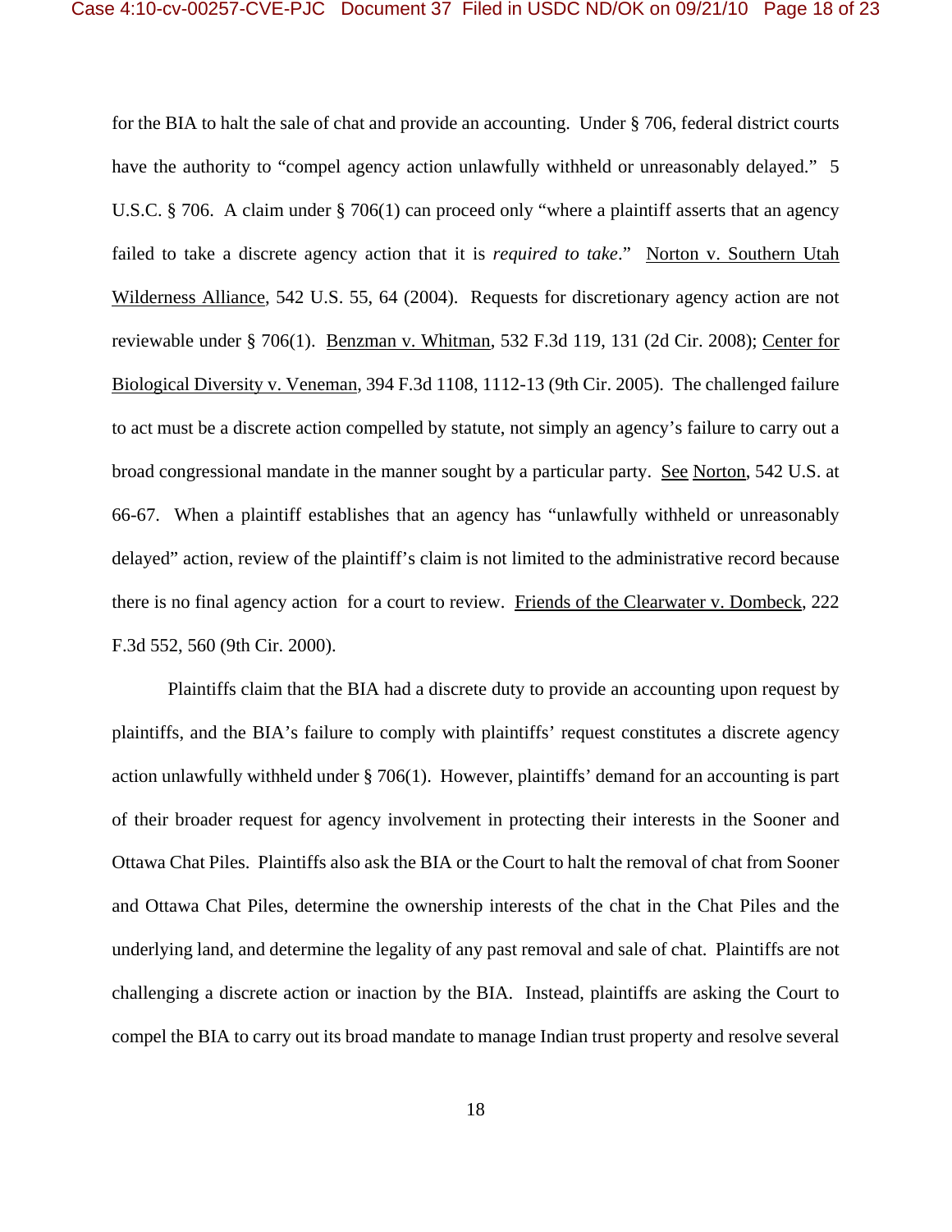for the BIA to halt the sale of chat and provide an accounting. Under § 706, federal district courts have the authority to "compel agency action unlawfully withheld or unreasonably delayed." 5 U.S.C. § 706. A claim under § 706(1) can proceed only "where a plaintiff asserts that an agency failed to take a discrete agency action that it is *required to take*." Norton v. Southern Utah Wilderness Alliance, 542 U.S. 55, 64 (2004). Requests for discretionary agency action are not reviewable under § 706(1). Benzman v. Whitman, 532 F.3d 119, 131 (2d Cir. 2008); Center for Biological Diversity v. Veneman, 394 F.3d 1108, 1112-13 (9th Cir. 2005). The challenged failure to act must be a discrete action compelled by statute, not simply an agency's failure to carry out a broad congressional mandate in the manner sought by a particular party. See Norton, 542 U.S. at 66-67. When a plaintiff establishes that an agency has "unlawfully withheld or unreasonably delayed" action, review of the plaintiff's claim is not limited to the administrative record because there is no final agency action for a court to review. Friends of the Clearwater v. Dombeck, 222 F.3d 552, 560 (9th Cir. 2000).

Plaintiffs claim that the BIA had a discrete duty to provide an accounting upon request by plaintiffs, and the BIA's failure to comply with plaintiffs' request constitutes a discrete agency action unlawfully withheld under § 706(1). However, plaintiffs' demand for an accounting is part of their broader request for agency involvement in protecting their interests in the Sooner and Ottawa Chat Piles. Plaintiffs also ask the BIA or the Court to halt the removal of chat from Sooner and Ottawa Chat Piles, determine the ownership interests of the chat in the Chat Piles and the underlying land, and determine the legality of any past removal and sale of chat. Plaintiffs are not challenging a discrete action or inaction by the BIA. Instead, plaintiffs are asking the Court to compel the BIA to carry out its broad mandate to manage Indian trust property and resolve several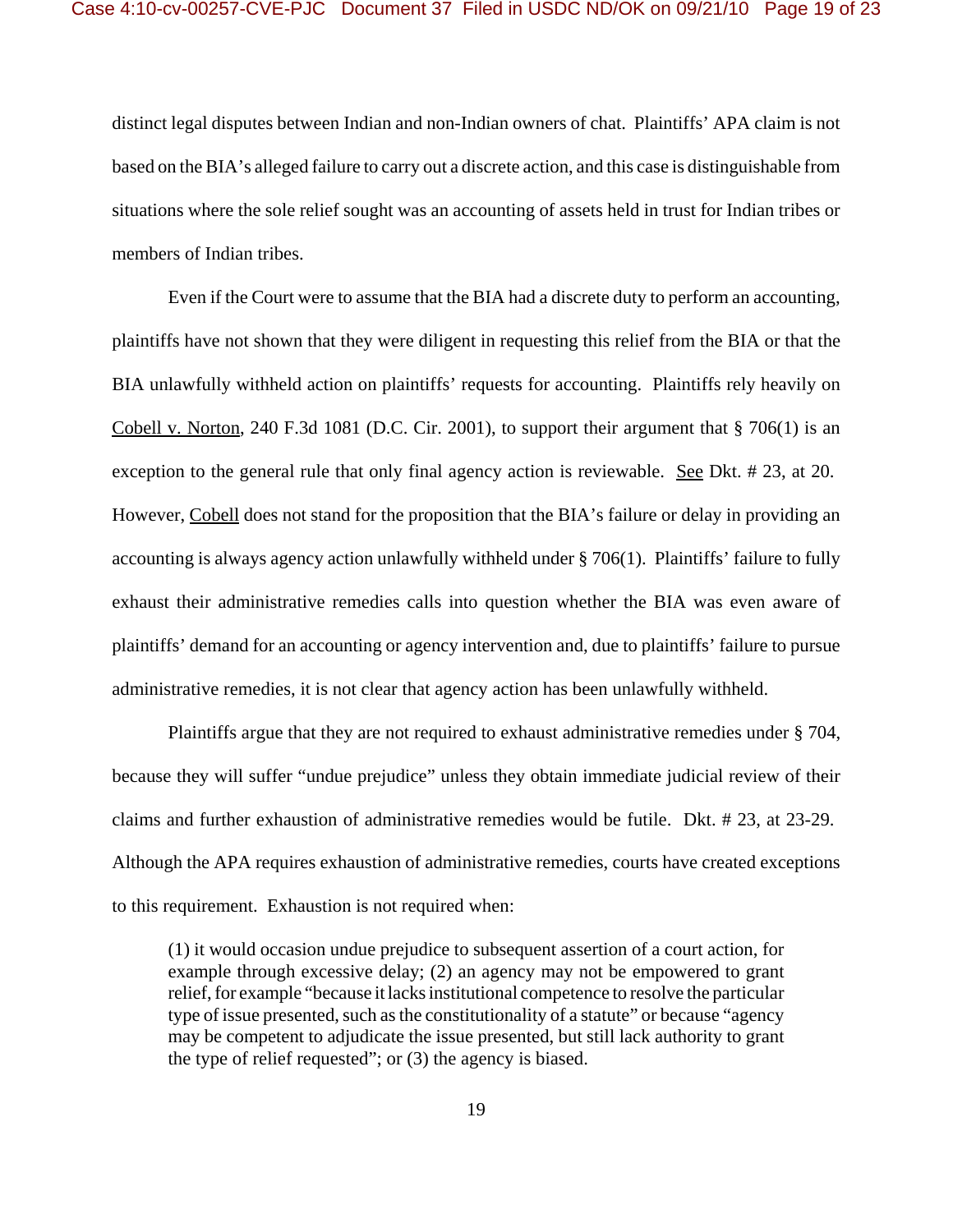distinct legal disputes between Indian and non-Indian owners of chat. Plaintiffs' APA claim is not based on the BIA's alleged failure to carry out a discrete action, and this case is distinguishable from situations where the sole relief sought was an accounting of assets held in trust for Indian tribes or members of Indian tribes.

Even if the Court were to assume that the BIA had a discrete duty to perform an accounting, plaintiffs have not shown that they were diligent in requesting this relief from the BIA or that the BIA unlawfully withheld action on plaintiffs' requests for accounting. Plaintiffs rely heavily on Cobell v. Norton, 240 F.3d 1081 (D.C. Cir. 2001), to support their argument that § 706(1) is an exception to the general rule that only final agency action is reviewable. See Dkt. # 23, at 20. However, Cobell does not stand for the proposition that the BIA's failure or delay in providing an accounting is always agency action unlawfully withheld under § 706(1). Plaintiffs' failure to fully exhaust their administrative remedies calls into question whether the BIA was even aware of plaintiffs' demand for an accounting or agency intervention and, due to plaintiffs' failure to pursue administrative remedies, it is not clear that agency action has been unlawfully withheld.

Plaintiffs argue that they are not required to exhaust administrative remedies under § 704, because they will suffer "undue prejudice" unless they obtain immediate judicial review of their claims and further exhaustion of administrative remedies would be futile. Dkt. # 23, at 23-29. Although the APA requires exhaustion of administrative remedies, courts have created exceptions to this requirement. Exhaustion is not required when:

> (1) it would occasion undue prejudice to subsequent assertion of a court action, for example through excessive delay; (2) an agency may not be empowered to grant relief, for example "because it lacks institutional competence to resolve the particular type of issue presented, such as the constitutionality of a statute" or because "agency may be competent to adjudicate the issue presented, but still lack authority to grant the type of relief requested"; or (3) the agency is biased.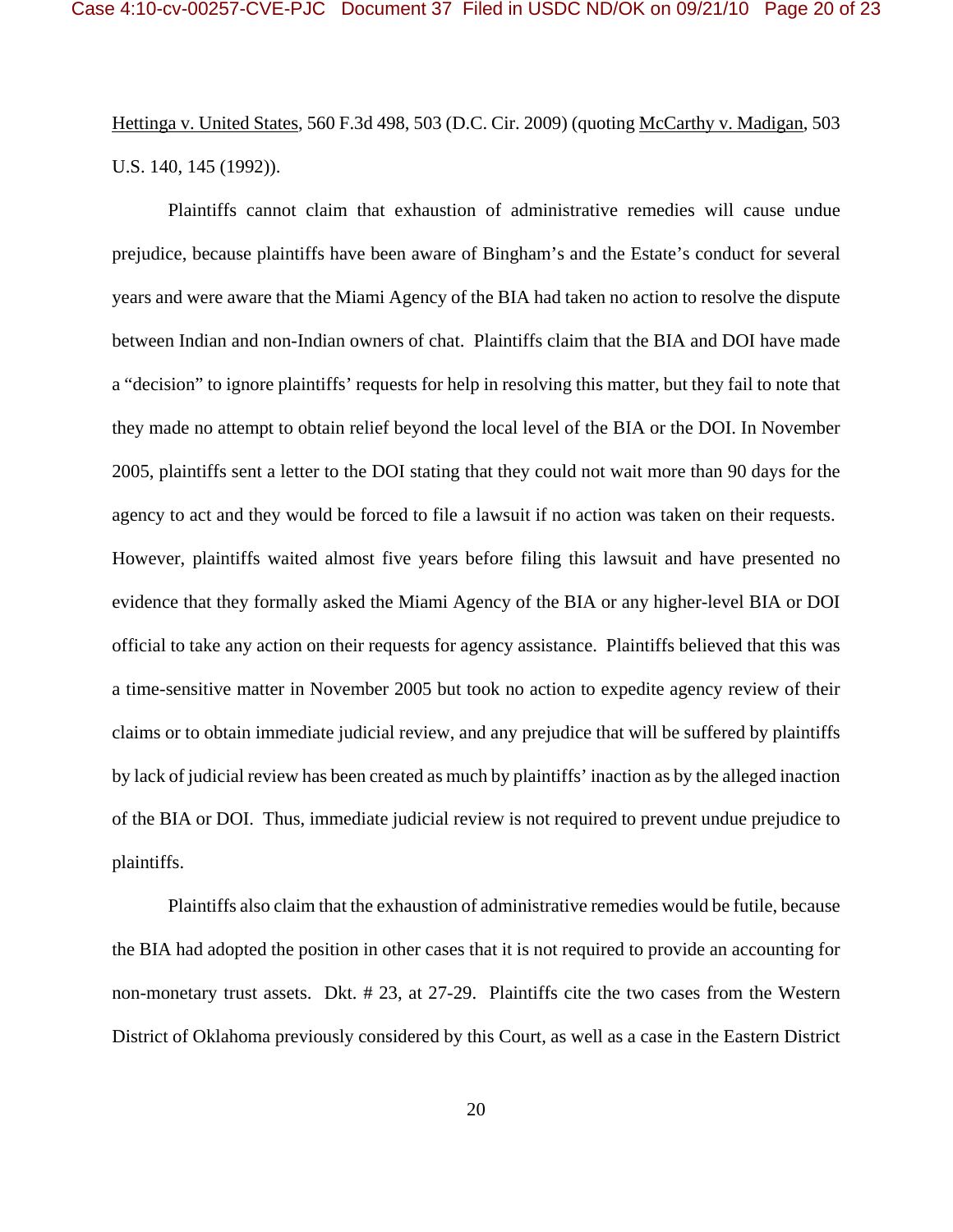Hettinga v. United States, 560 F.3d 498, 503 (D.C. Cir. 2009) (quoting McCarthy v. Madigan, 503 U.S. 140, 145 (1992)).

Plaintiffs cannot claim that exhaustion of administrative remedies will cause undue prejudice, because plaintiffs have been aware of Bingham's and the Estate's conduct for several years and were aware that the Miami Agency of the BIA had taken no action to resolve the dispute between Indian and non-Indian owners of chat. Plaintiffs claim that the BIA and DOI have made a "decision" to ignore plaintiffs' requests for help in resolving this matter, but they fail to note that they made no attempt to obtain relief beyond the local level of the BIA or the DOI. In November 2005, plaintiffs sent a letter to the DOI stating that they could not wait more than 90 days for the agency to act and they would be forced to file a lawsuit if no action was taken on their requests. However, plaintiffs waited almost five years before filing this lawsuit and have presented no evidence that they formally asked the Miami Agency of the BIA or any higher-level BIA or DOI official to take any action on their requests for agency assistance. Plaintiffs believed that this was a time-sensitive matter in November 2005 but took no action to expedite agency review of their claims or to obtain immediate judicial review, and any prejudice that will be suffered by plaintiffs by lack of judicial review has been created as much by plaintiffs' inaction as by the alleged inaction of the BIA or DOI. Thus, immediate judicial review is not required to prevent undue prejudice to plaintiffs.

Plaintiffs also claim that the exhaustion of administrative remedies would be futile, because the BIA had adopted the position in other cases that it is not required to provide an accounting for non-monetary trust assets. Dkt. # 23, at 27-29. Plaintiffs cite the two cases from the Western District of Oklahoma previously considered by this Court, as well as a case in the Eastern District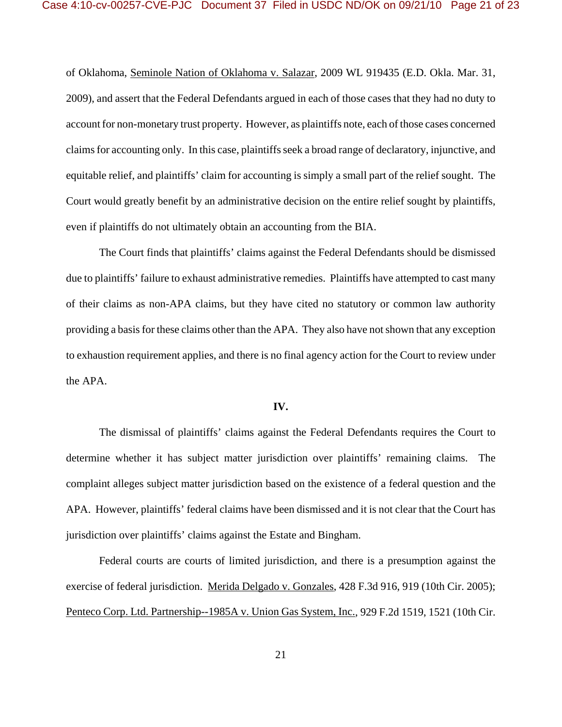of Oklahoma, Seminole Nation of Oklahoma v. Salazar, 2009 WL 919435 (E.D. Okla. Mar. 31, 2009), and assert that the Federal Defendants argued in each of those cases that they had no duty to account for non-monetary trust property. However, as plaintiffs note, each of those cases concerned claims for accounting only. In this case, plaintiffs seek a broad range of declaratory, injunctive, and equitable relief, and plaintiffs' claim for accounting is simply a small part of the relief sought. The Court would greatly benefit by an administrative decision on the entire relief sought by plaintiffs, even if plaintiffs do not ultimately obtain an accounting from the BIA.

The Court finds that plaintiffs' claims against the Federal Defendants should be dismissed due to plaintiffs' failure to exhaust administrative remedies. Plaintiffs have attempted to cast many of their claims as non-APA claims, but they have cited no statutory or common law authority providing a basis for these claims other than the APA. They also have not shown that any exception to exhaustion requirement applies, and there is no final agency action for the Court to review under the APA.

**IV.**

The dismissal of plaintiffs' claims against the Federal Defendants requires the Court to determine whether it has subject matter jurisdiction over plaintiffs' remaining claims. The complaint alleges subject matter jurisdiction based on the existence of a federal question and the APA. However, plaintiffs' federal claims have been dismissed and it is not clear that the Court has jurisdiction over plaintiffs' claims against the Estate and Bingham.

Federal courts are courts of limited jurisdiction, and there is a presumption against the exercise of federal jurisdiction. Merida Delgado v. Gonzales, 428 F.3d 916, 919 (10th Cir. 2005); Penteco Corp. Ltd. Partnership--1985A v. Union Gas System, Inc., 929 F.2d 1519, 1521 (10th Cir.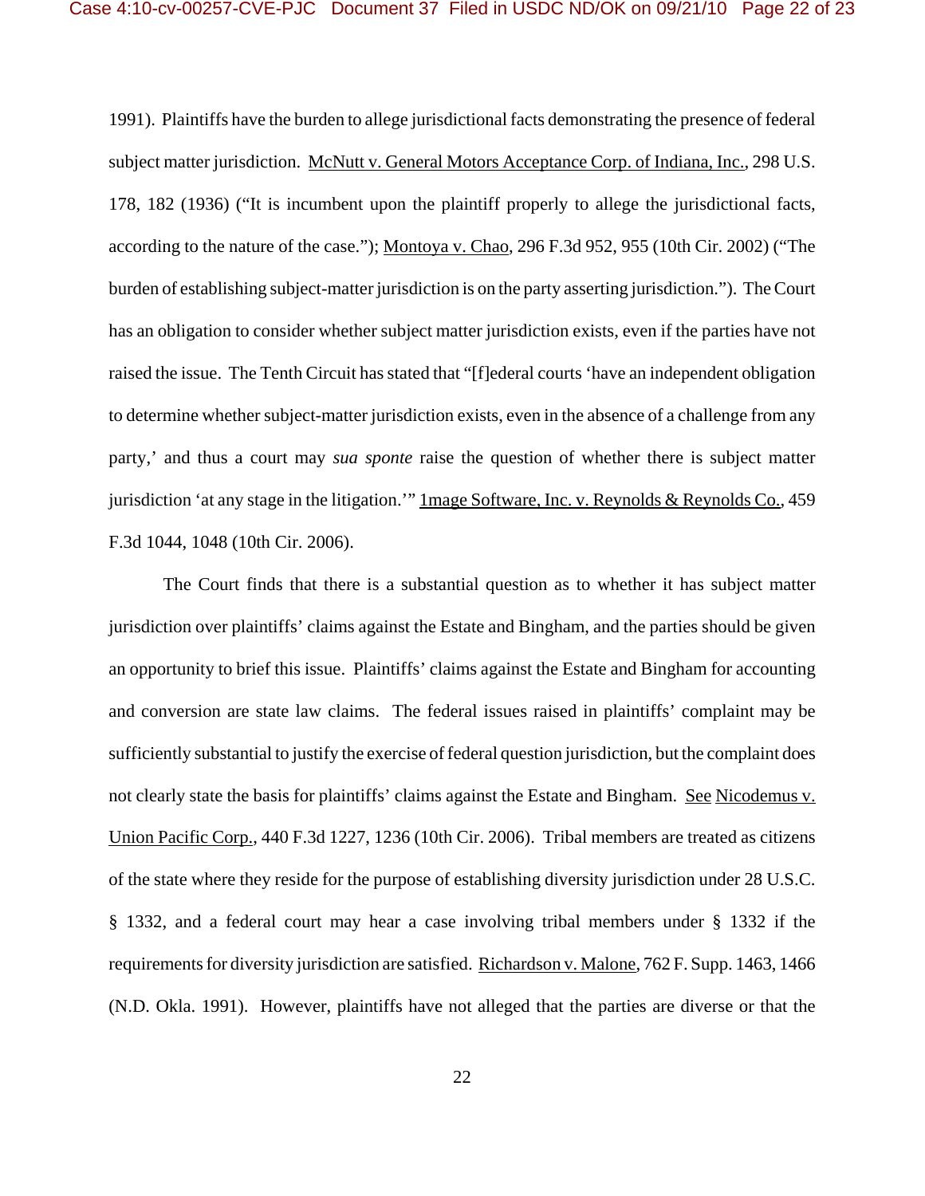1991). Plaintiffs have the burden to allege jurisdictional facts demonstrating the presence of federal subject matter jurisdiction. McNutt v. General Motors Acceptance Corp. of Indiana, Inc., 298 U.S. 178, 182 (1936) ("It is incumbent upon the plaintiff properly to allege the jurisdictional facts, according to the nature of the case."); Montoya v. Chao, 296 F.3d 952, 955 (10th Cir. 2002) ("The burden of establishing subject-matter jurisdiction is on the party asserting jurisdiction."). The Court has an obligation to consider whether subject matter jurisdiction exists, even if the parties have not raised the issue. The Tenth Circuit has stated that "[f]ederal courts 'have an independent obligation to determine whether subject-matter jurisdiction exists, even in the absence of a challenge from any party,' and thus a court may *sua sponte* raise the question of whether there is subject matter jurisdiction 'at any stage in the litigation.'" 1mage Software, Inc. v. Reynolds & Reynolds Co., 459 F.3d 1044, 1048 (10th Cir. 2006).

The Court finds that there is a substantial question as to whether it has subject matter jurisdiction over plaintiffs' claims against the Estate and Bingham, and the parties should be given an opportunity to brief this issue. Plaintiffs' claims against the Estate and Bingham for accounting and conversion are state law claims. The federal issues raised in plaintiffs' complaint may be sufficiently substantial to justify the exercise of federal question jurisdiction, but the complaint does not clearly state the basis for plaintiffs' claims against the Estate and Bingham. See Nicodemus v. Union Pacific Corp., 440 F.3d 1227, 1236 (10th Cir. 2006). Tribal members are treated as citizens of the state where they reside for the purpose of establishing diversity jurisdiction under 28 U.S.C. § 1332, and a federal court may hear a case involving tribal members under § 1332 if the requirements for diversity jurisdiction are satisfied. Richardson v. Malone, 762 F. Supp. 1463, 1466 (N.D. Okla. 1991). However, plaintiffs have not alleged that the parties are diverse or that the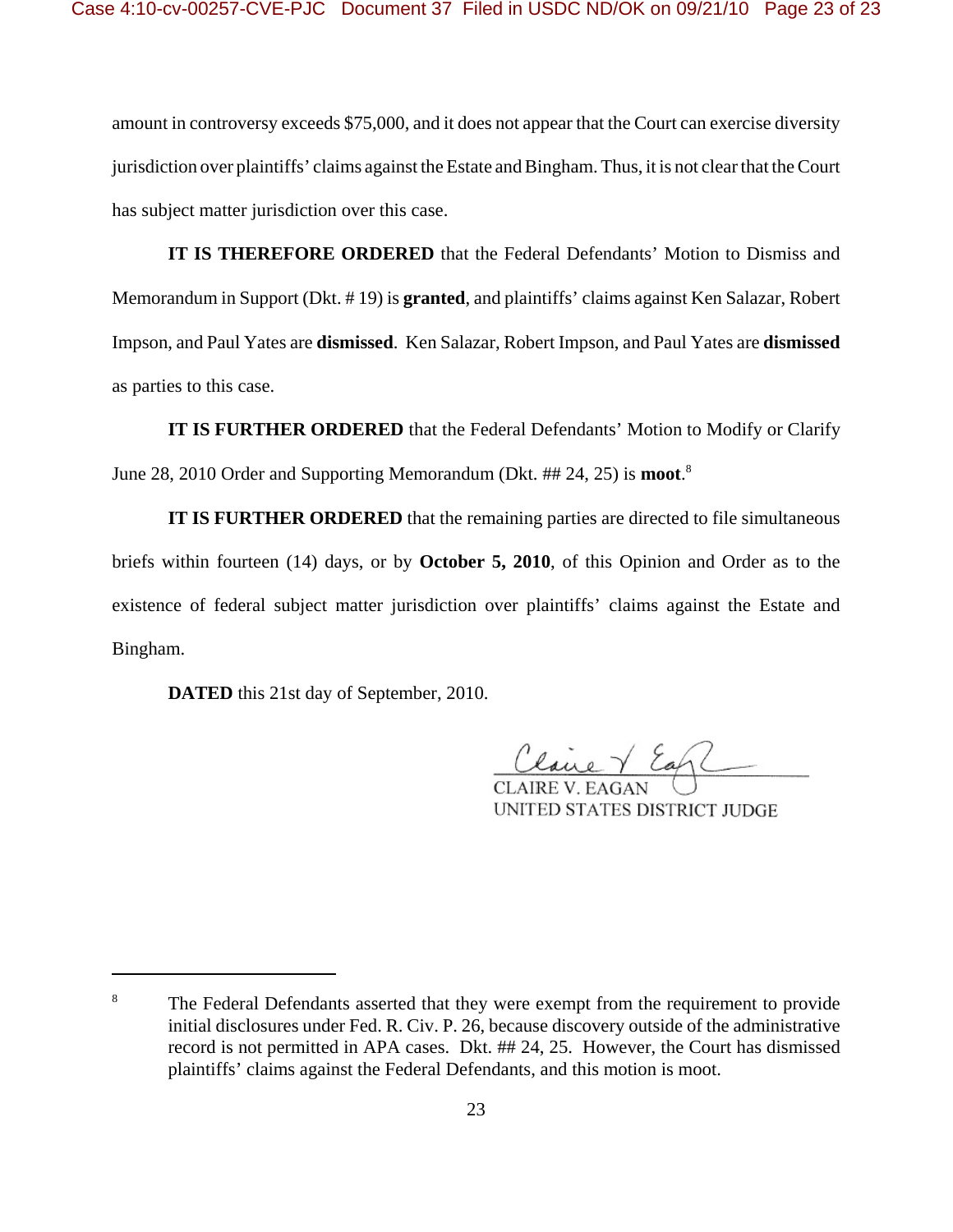amount in controversy exceeds $75,000, and it does not appear that the Court can exercise diversity jurisdiction over plaintiffs' claims against the Estate and Bingham. Thus, it is not clear that the Court has subject matter jurisdiction over this case.

**IT IS THEREFORE ORDERED** that the Federal Defendants' Motion to Dismiss and Memorandum in Support (Dkt. # 19) is **granted**, and plaintiffs' claims against Ken Salazar, Robert Impson, and Paul Yates are **dismissed**. Ken Salazar, Robert Impson, and Paul Yates are **dismissed** as parties to this case.

**IT IS FURTHER ORDERED** that the Federal Defendants' Motion to Modify or Clarify June 28, 2010 Order and Supporting Memorandum (Dkt. ## 24, 25) is **moot**.[8]

**IT IS FURTHER ORDERED** that the remaining parties are directed to file simultaneous briefs within fourteen (14) days, or by **October 5, 2010**, of this Opinion and Order as to the existence of federal subject matter jurisdiction over plaintiffs' claims against the Estate and Bingham.

**DATED** this 21st day of September, 2010.

CLAIRE V. EAGAN
UNITED STATES DISTRICT JUDGE

---

[8] The Federal Defendants asserted that they were exempt from the requirement to provide initial disclosures under Fed. R. Civ. P. 26, because discovery outside of the administrative record is not permitted in APA cases. Dkt. ## 24, 25. However, the Court has dismissed plaintiffs' claims against the Federal Defendants, and this motion is moot.